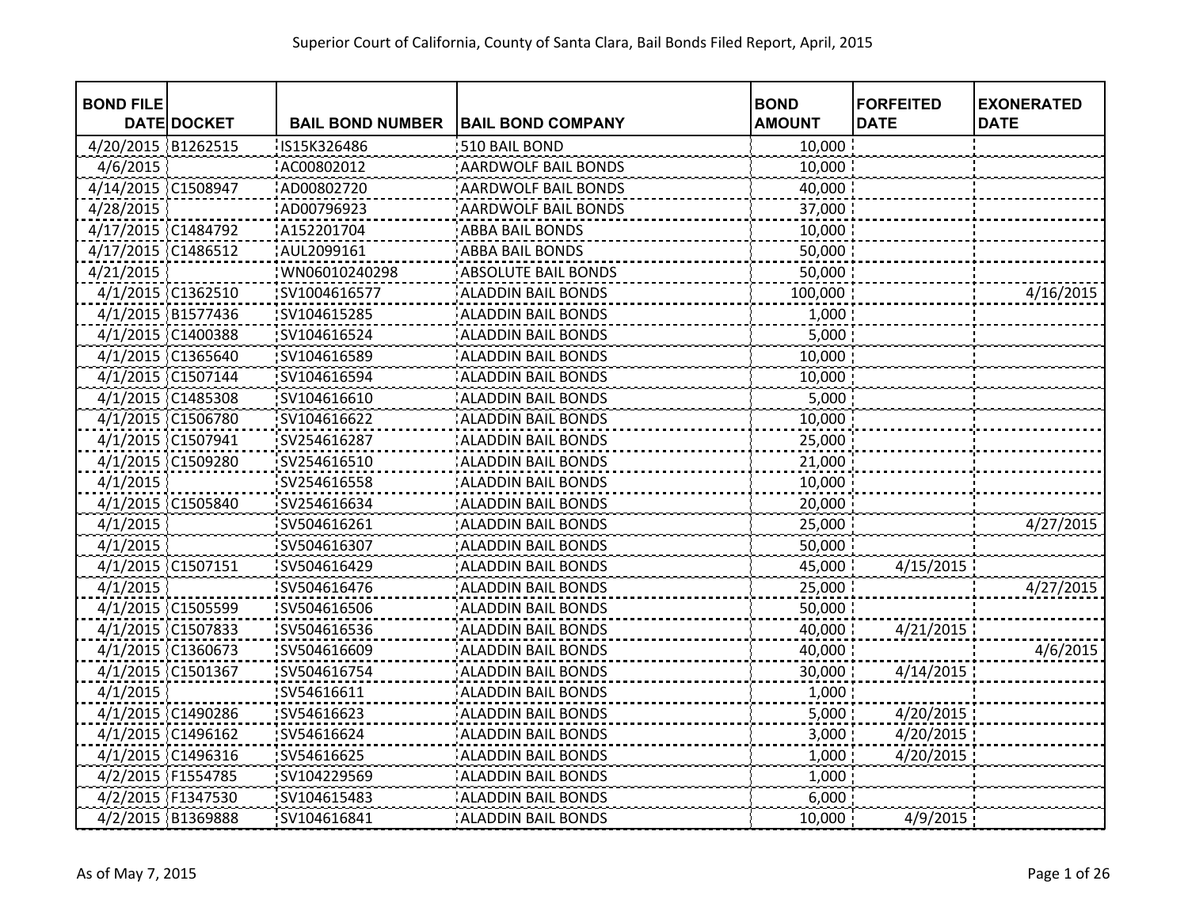# Superior Court of California, County of Santa Clara, Bail Bonds Filed Report, April, 2015

| BOND FILE DATE | DOCKET | BAIL BOND NUMBER | BAIL BOND COMPANY | BOND AMOUNT | FORFEITED DATE | EXONERATED DATE |
|---|---|---|---|---|---|---|
| 4/20/2015 | B1262515 | IS15K326486 | 510 BAIL BOND | 10,000 | | |
| 4/6/2015 | | AC00802012 | AARDWOLF BAIL BONDS | 10,000 | | |
| 4/14/2015 | C1508947 | AD00802720 | AARDWOLF BAIL BONDS | 40,000 | | |
| 4/28/2015 | | AD00796923 | AARDWOLF BAIL BONDS | 37,000 | | |
| 4/17/2015 | C1484792 | A152201704 | ABBA BAIL BONDS | 10,000 | | |
| 4/17/2015 | C1486512 | AUL2099161 | ABBA BAIL BONDS | 50,000 | | |
| 4/21/2015 | | WN06010240298 | ABSOLUTE BAIL BONDS | 50,000 | | |
| 4/1/2015 | C1362510 | SV1004616577 | ALADDIN BAIL BONDS | 100,000 | | 4/16/2015 |
| 4/1/2015 | B1577436 | SV104615285 | ALADDIN BAIL BONDS | 1,000 | | |
| 4/1/2015 | C1400388 | SV104616524 | ALADDIN BAIL BONDS | 5,000 | | |
| 4/1/2015 | C1365640 | SV104616589 | ALADDIN BAIL BONDS | 10,000 | | |
| 4/1/2015 | C1507144 | SV104616594 | ALADDIN BAIL BONDS | 10,000 | | |
| 4/1/2015 | C1485308 | SV104616610 | ALADDIN BAIL BONDS | 5,000 | | |
| 4/1/2015 | C1506780 | SV104616622 | ALADDIN BAIL BONDS | 10,000 | | |
| 4/1/2015 | C1507941 | SV254616287 | ALADDIN BAIL BONDS | 25,000 | | |
| 4/1/2015 | C1509280 | SV254616510 | ALADDIN BAIL BONDS | 21,000 | | |
| 4/1/2015 | | SV254616558 | ALADDIN BAIL BONDS | 10,000 | | |
| 4/1/2015 | C1505840 | SV254616634 | ALADDIN BAIL BONDS | 20,000 | | |
| 4/1/2015 | | SV504616261 | ALADDIN BAIL BONDS | 25,000 | | 4/27/2015 |
| 4/1/2015 | | SV504616307 | ALADDIN BAIL BONDS | 50,000 | | |
| 4/1/2015 | C1507151 | SV504616429 | ALADDIN BAIL BONDS | 45,000 | 4/15/2015 | |
| 4/1/2015 | | SV504616476 | ALADDIN BAIL BONDS | 25,000 | | 4/27/2015 |
| 4/1/2015 | C1505599 | SV504616506 | ALADDIN BAIL BONDS | 50,000 | | |
| 4/1/2015 | C1507833 | SV504616536 | ALADDIN BAIL BONDS | 40,000 | 4/21/2015 | |
| 4/1/2015 | C1360673 | SV504616609 | ALADDIN BAIL BONDS | 40,000 | | 4/6/2015 |
| 4/1/2015 | C1501367 | SV504616754 | ALADDIN BAIL BONDS | 30,000 | 4/14/2015 | |
| 4/1/2015 | | SV54616611 | ALADDIN BAIL BONDS | 1,000 | | |
| 4/1/2015 | C1490286 | SV54616623 | ALADDIN BAIL BONDS | 5,000 | 4/20/2015 | |
| 4/1/2015 | C1496162 | SV54616624 | ALADDIN BAIL BONDS | 3,000 | 4/20/2015 | |
| 4/1/2015 | C1496316 | SV54616625 | ALADDIN BAIL BONDS | 1,000 | 4/20/2015 | |
| 4/2/2015 | F1554785 | SV104229569 | ALADDIN BAIL BONDS | 1,000 | | |
| 4/2/2015 | F1347530 | SV104615483 | ALADDIN BAIL BONDS | 6,000 | | |
| 4/2/2015 | B1369888 | SV104616841 | ALADDIN BAIL BONDS | 10,000 | 4/9/2015 | |

As of May 7, 2015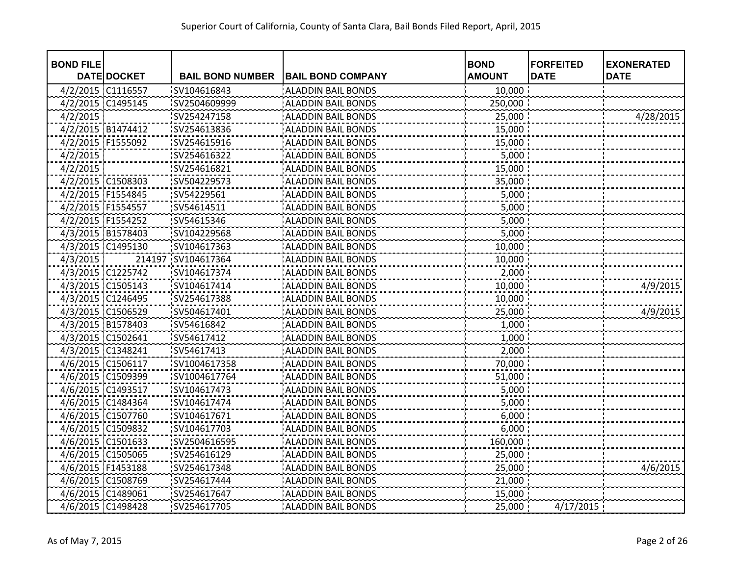Superior Court of California, County of Santa Clara, Bail Bonds Filed Report, April, 2015

| BOND FILE DATE | DOCKET | BAIL BOND NUMBER | BAIL BOND COMPANY | BOND AMOUNT | FORFEITED DATE | EXONERATED DATE |
|---|---|---|---|---|---|---|
| 4/2/2015 | C1116557 | SV104616843 | ALADDIN BAIL BONDS | 10,000 | | |
| 4/2/2015 | C1495145 | SV2504609999 | ALADDIN BAIL BONDS | 250,000 | | |
| 4/2/2015 | | SV254247158 | ALADDIN BAIL BONDS | 25,000 | | 4/28/2015 |
| 4/2/2015 | B1474412 | SV254613836 | ALADDIN BAIL BONDS | 15,000 | | |
| 4/2/2015 | F1555092 | SV254615916 | ALADDIN BAIL BONDS | 15,000 | | |
| 4/2/2015 | | SV254616322 | ALADDIN BAIL BONDS | 5,000 | | |
| 4/2/2015 | | SV254616821 | ALADDIN BAIL BONDS | 15,000 | | |
| 4/2/2015 | C1508303 | SV504229573 | ALADDIN BAIL BONDS | 35,000 | | |
| 4/2/2015 | F1554845 | SV54229561 | ALADDIN BAIL BONDS | 5,000 | | |
| 4/2/2015 | F1554557 | SV54614511 | ALADDIN BAIL BONDS | 5,000 | | |
| 4/2/2015 | F1554252 | SV54615346 | ALADDIN BAIL BONDS | 5,000 | | |
| 4/3/2015 | B1578403 | SV104229568 | ALADDIN BAIL BONDS | 5,000 | | |
| 4/3/2015 | C1495130 | SV104617363 | ALADDIN BAIL BONDS | 10,000 | | |
| 4/3/2015 | 214197 | SV104617364 | ALADDIN BAIL BONDS | 10,000 | | |
| 4/3/2015 | C1225742 | SV104617374 | ALADDIN BAIL BONDS | 2,000 | | |
| 4/3/2015 | C1505143 | SV104617414 | ALADDIN BAIL BONDS | 10,000 | | 4/9/2015 |
| 4/3/2015 | C1246495 | SV254617388 | ALADDIN BAIL BONDS | 10,000 | | |
| 4/3/2015 | C1506529 | SV504617401 | ALADDIN BAIL BONDS | 25,000 | | 4/9/2015 |
| 4/3/2015 | B1578403 | SV54616842 | ALADDIN BAIL BONDS | 1,000 | | |
| 4/3/2015 | C1502641 | SV54617412 | ALADDIN BAIL BONDS | 1,000 | | |
| 4/3/2015 | C1348241 | SV54617413 | ALADDIN BAIL BONDS | 2,000 | | |
| 4/6/2015 | C1506117 | SV1004617358 | ALADDIN BAIL BONDS | 70,000 | | |
| 4/6/2015 | C1509399 | SV1004617764 | ALADDIN BAIL BONDS | 51,000 | | |
| 4/6/2015 | C1493517 | SV104617473 | ALADDIN BAIL BONDS | 5,000 | | |
| 4/6/2015 | C1484364 | SV104617474 | ALADDIN BAIL BONDS | 5,000 | | |
| 4/6/2015 | C1507760 | SV104617671 | ALADDIN BAIL BONDS | 6,000 | | |
| 4/6/2015 | C1509832 | SV104617703 | ALADDIN BAIL BONDS | 6,000 | | |
| 4/6/2015 | C1501633 | SV2504616595 | ALADDIN BAIL BONDS | 160,000 | | |
| 4/6/2015 | C1505065 | SV254616129 | ALADDIN BAIL BONDS | 25,000 | | |
| 4/6/2015 | F1453188 | SV254617348 | ALADDIN BAIL BONDS | 25,000 | | 4/6/2015 |
| 4/6/2015 | C1508769 | SV254617444 | ALADDIN BAIL BONDS | 21,000 | | |
| 4/6/2015 | C1489061 | SV254617647 | ALADDIN BAIL BONDS | 15,000 | | |
| 4/6/2015 | C1498428 | SV254617705 | ALADDIN BAIL BONDS | 25,000 | 4/17/2015 | |

As of May 7, 2015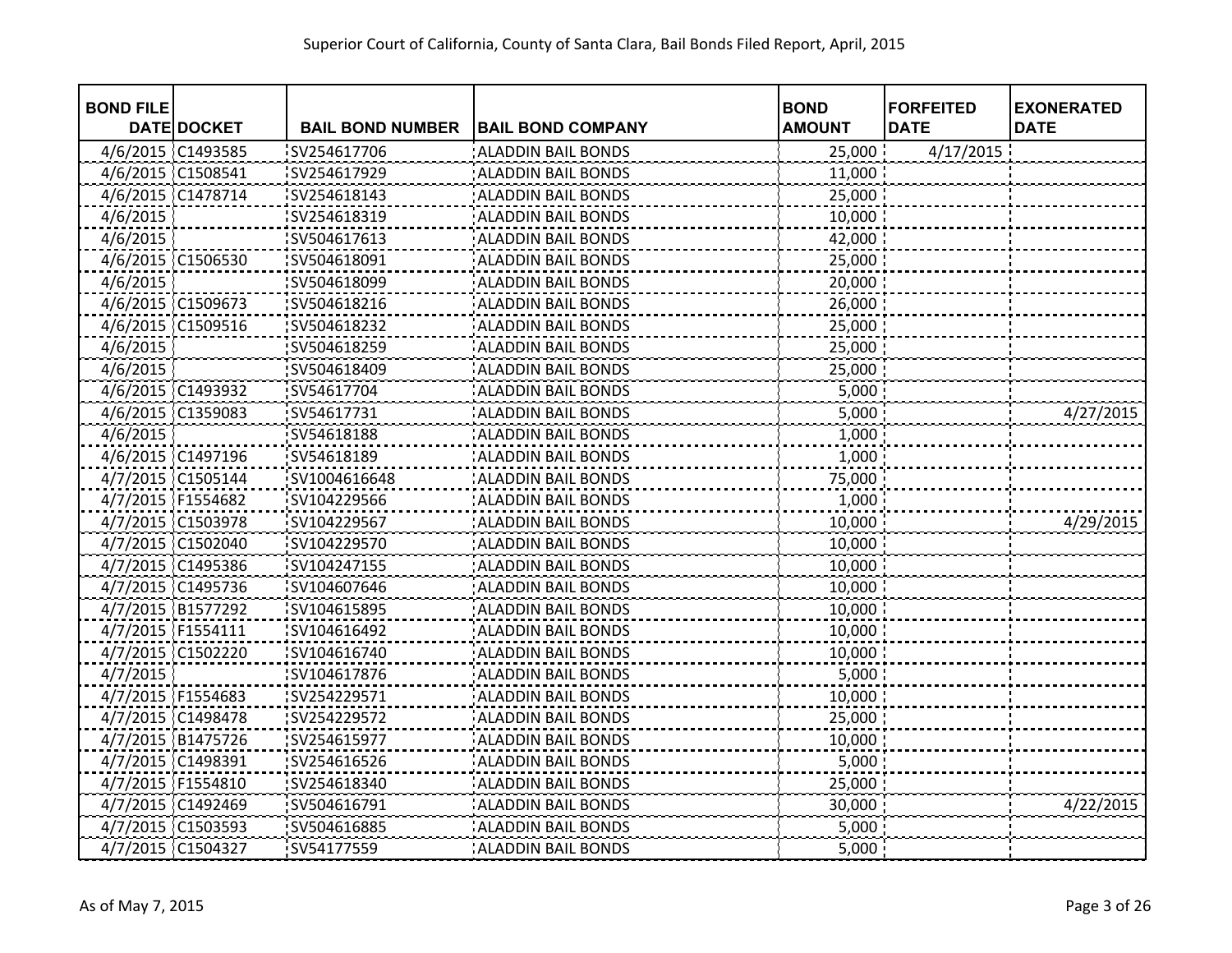Superior Court of California, County of Santa Clara, Bail Bonds Filed Report, April, 2015

| BOND FILE DATE | DOCKET | BAIL BOND NUMBER | BAIL BOND COMPANY | BOND AMOUNT | FORFEITED DATE | EXONERATED DATE |
|---|---|---|---|---|---|---|
| 4/6/2015 | C1493585 | SV254617706 | ALADDIN BAIL BONDS | 25,000 | 4/17/2015 | |
| 4/6/2015 | C1508541 | SV254617929 | ALADDIN BAIL BONDS | 11,000 | | |
| 4/6/2015 | C1478714 | SV254618143 | ALADDIN BAIL BONDS | 25,000 | | |
| 4/6/2015 | | SV254618319 | ALADDIN BAIL BONDS | 10,000 | | |
| 4/6/2015 | | SV504617613 | ALADDIN BAIL BONDS | 42,000 | | |
| 4/6/2015 | C1506530 | SV504618091 | ALADDIN BAIL BONDS | 25,000 | | |
| 4/6/2015 | | SV504618099 | ALADDIN BAIL BONDS | 20,000 | | |
| 4/6/2015 | C1509673 | SV504618216 | ALADDIN BAIL BONDS | 26,000 | | |
| 4/6/2015 | C1509516 | SV504618232 | ALADDIN BAIL BONDS | 25,000 | | |
| 4/6/2015 | | SV504618259 | ALADDIN BAIL BONDS | 25,000 | | |
| 4/6/2015 | | SV504618409 | ALADDIN BAIL BONDS | 25,000 | | |
| 4/6/2015 | C1493932 | SV54617704 | ALADDIN BAIL BONDS | 5,000 | | |
| 4/6/2015 | C1359083 | SV54617731 | ALADDIN BAIL BONDS | 5,000 | | 4/27/2015 |
| 4/6/2015 | | SV54618188 | ALADDIN BAIL BONDS | 1,000 | | |
| 4/6/2015 | C1497196 | SV54618189 | ALADDIN BAIL BONDS | 1,000 | | |
| 4/7/2015 | C1505144 | SV1004616648 | ALADDIN BAIL BONDS | 75,000 | | |
| 4/7/2015 | F1554682 | SV104229566 | ALADDIN BAIL BONDS | 1,000 | | |
| 4/7/2015 | C1503978 | SV104229567 | ALADDIN BAIL BONDS | 10,000 | | 4/29/2015 |
| 4/7/2015 | C1502040 | SV104229570 | ALADDIN BAIL BONDS | 10,000 | | |
| 4/7/2015 | C1495386 | SV104247155 | ALADDIN BAIL BONDS | 10,000 | | |
| 4/7/2015 | C1495736 | SV104607646 | ALADDIN BAIL BONDS | 10,000 | | |
| 4/7/2015 | B1577292 | SV104615895 | ALADDIN BAIL BONDS | 10,000 | | |
| 4/7/2015 | F1554111 | SV104616492 | ALADDIN BAIL BONDS | 10,000 | | |
| 4/7/2015 | C1502220 | SV104616740 | ALADDIN BAIL BONDS | 10,000 | | |
| 4/7/2015 | | SV104617876 | ALADDIN BAIL BONDS | 5,000 | | |
| 4/7/2015 | F1554683 | SV254229571 | ALADDIN BAIL BONDS | 10,000 | | |
| 4/7/2015 | C1498478 | SV254229572 | ALADDIN BAIL BONDS | 25,000 | | |
| 4/7/2015 | B1475726 | SV254615977 | ALADDIN BAIL BONDS | 10,000 | | |
| 4/7/2015 | C1498391 | SV254616526 | ALADDIN BAIL BONDS | 5,000 | | |
| 4/7/2015 | F1554810 | SV254618340 | ALADDIN BAIL BONDS | 25,000 | | |
| 4/7/2015 | C1492469 | SV504616791 | ALADDIN BAIL BONDS | 30,000 | | 4/22/2015 |
| 4/7/2015 | C1503593 | SV504616885 | ALADDIN BAIL BONDS | 5,000 | | |
| 4/7/2015 | C1504327 | SV54177559 | ALADDIN BAIL BONDS | 5,000 | | |

As of May 7, 2015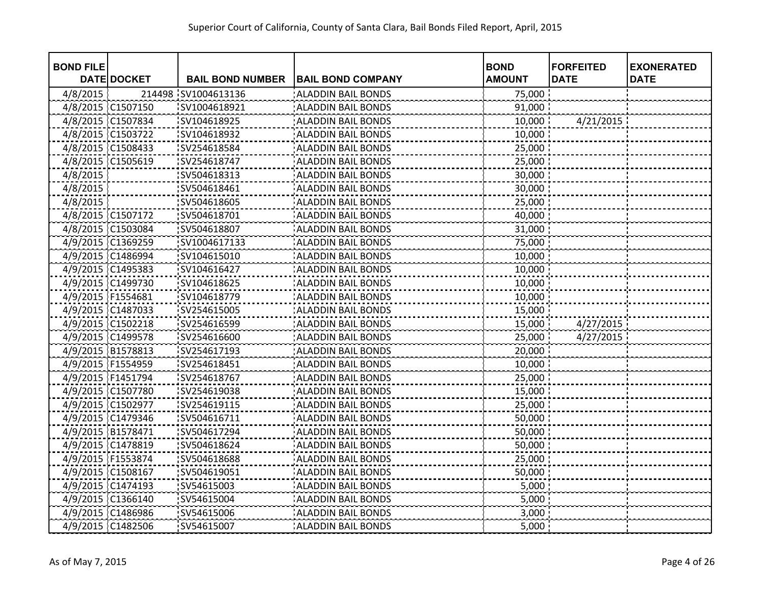# Superior Court of California, County of Santa Clara, Bail Bonds Filed Report, April, 2015

| BOND FILE DATE | DOCKET | BAIL BOND NUMBER | BAIL BOND COMPANY | BOND AMOUNT | FORFEITED DATE | EXONERATED DATE |
|---|---|---|---|---|---|---|
| 4/8/2015 | 214498 | SV1004613136 | ALADDIN BAIL BONDS | 75,000 | | |
| 4/8/2015 | C1507150 | SV1004618921 | ALADDIN BAIL BONDS | 91,000 | | |
| 4/8/2015 | C1507834 | SV104618925 | ALADDIN BAIL BONDS | 10,000 | 4/21/2015 | |
| 4/8/2015 | C1503722 | SV104618932 | ALADDIN BAIL BONDS | 10,000 | | |
| 4/8/2015 | C1508433 | SV254618584 | ALADDIN BAIL BONDS | 25,000 | | |
| 4/8/2015 | C1505619 | SV254618747 | ALADDIN BAIL BONDS | 25,000 | | |
| 4/8/2015 | | SV504618313 | ALADDIN BAIL BONDS | 30,000 | | |
| 4/8/2015 | | SV504618461 | ALADDIN BAIL BONDS | 30,000 | | |
| 4/8/2015 | | SV504618605 | ALADDIN BAIL BONDS | 25,000 | | |
| 4/8/2015 | C1507172 | SV504618701 | ALADDIN BAIL BONDS | 40,000 | | |
| 4/8/2015 | C1503084 | SV504618807 | ALADDIN BAIL BONDS | 31,000 | | |
| 4/9/2015 | C1369259 | SV1004617133 | ALADDIN BAIL BONDS | 75,000 | | |
| 4/9/2015 | C1486994 | SV104615010 | ALADDIN BAIL BONDS | 10,000 | | |
| 4/9/2015 | C1495383 | SV104616427 | ALADDIN BAIL BONDS | 10,000 | | |
| 4/9/2015 | C1499730 | SV104618625 | ALADDIN BAIL BONDS | 10,000 | | |
| 4/9/2015 | F1554681 | SV104618779 | ALADDIN BAIL BONDS | 10,000 | | |
| 4/9/2015 | C1487033 | SV254615005 | ALADDIN BAIL BONDS | 15,000 | | |
| 4/9/2015 | C1502218 | SV254616599 | ALADDIN BAIL BONDS | 15,000 | 4/27/2015 | |
| 4/9/2015 | C1499578 | SV254616600 | ALADDIN BAIL BONDS | 25,000 | 4/27/2015 | |
| 4/9/2015 | B1578813 | SV254617193 | ALADDIN BAIL BONDS | 20,000 | | |
| 4/9/2015 | F1554959 | SV254618451 | ALADDIN BAIL BONDS | 10,000 | | |
| 4/9/2015 | F1451794 | SV254618767 | ALADDIN BAIL BONDS | 25,000 | | |
| 4/9/2015 | C1507780 | SV254619038 | ALADDIN BAIL BONDS | 15,000 | | |
| 4/9/2015 | C1502977 | SV254619115 | ALADDIN BAIL BONDS | 25,000 | | |
| 4/9/2015 | C1479346 | SV504616711 | ALADDIN BAIL BONDS | 50,000 | | |
| 4/9/2015 | B1578471 | SV504617294 | ALADDIN BAIL BONDS | 50,000 | | |
| 4/9/2015 | C1478819 | SV504618624 | ALADDIN BAIL BONDS | 50,000 | | |
| 4/9/2015 | F1553874 | SV504618688 | ALADDIN BAIL BONDS | 25,000 | | |
| 4/9/2015 | C1508167 | SV504619051 | ALADDIN BAIL BONDS | 50,000 | | |
| 4/9/2015 | C1474193 | SV54615003 | ALADDIN BAIL BONDS | 5,000 | | |
| 4/9/2015 | C1366140 | SV54615004 | ALADDIN BAIL BONDS | 5,000 | | |
| 4/9/2015 | C1486986 | SV54615006 | ALADDIN BAIL BONDS | 3,000 | | |
| 4/9/2015 | C1482506 | SV54615007 | ALADDIN BAIL BONDS | 5,000 | | |

As of May 7, 2015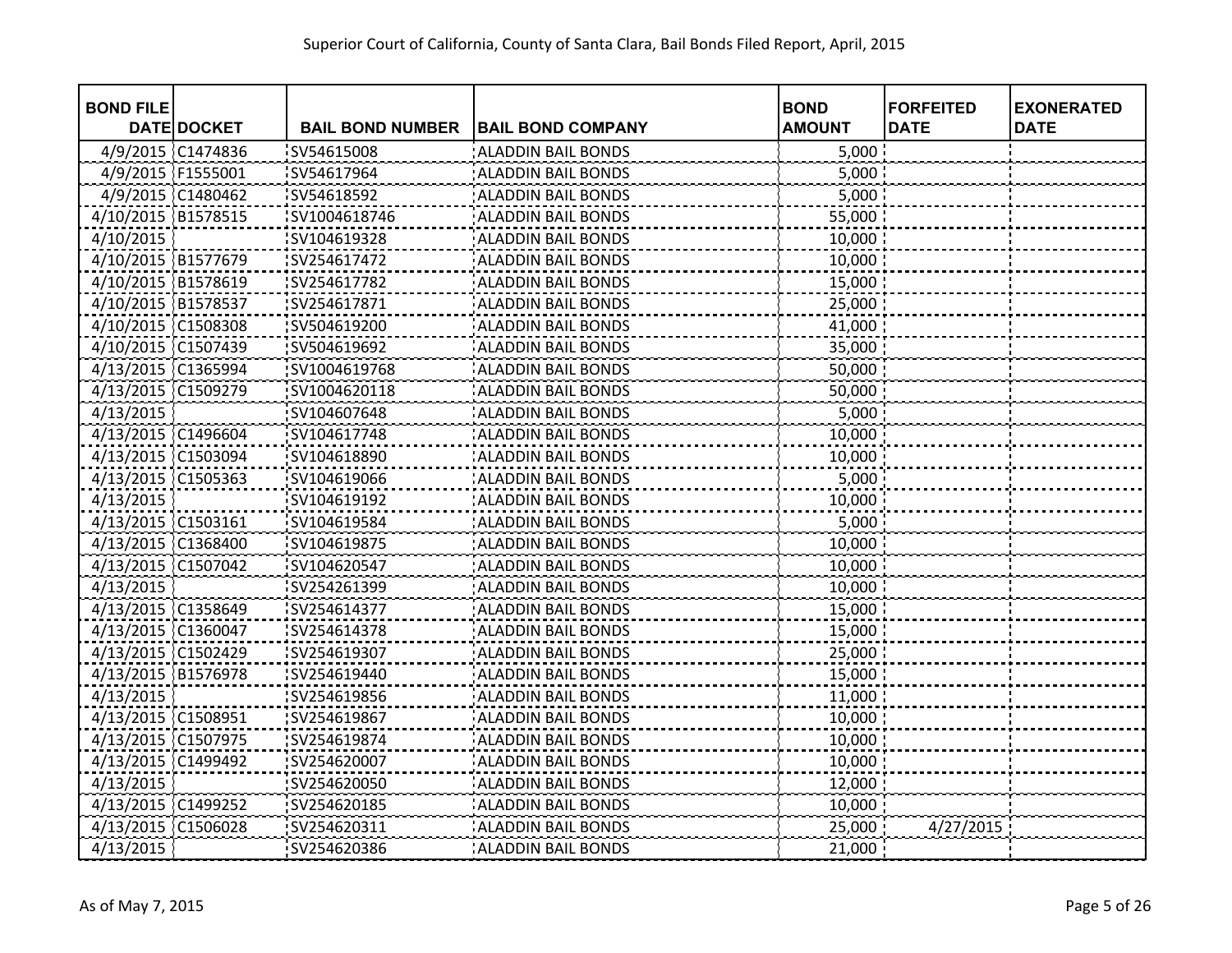| BOND FILE DATE | DOCKET | BAIL BOND NUMBER | BAIL BOND COMPANY | BOND AMOUNT | FORFEITED DATE | EXONERATED DATE |
|---|---|---|---|---|---|---|
| 4/9/2015 | C1474836 | SV54615008 | ALADDIN BAIL BONDS | 5,000 | | |
| 4/9/2015 | F1555001 | SV54617964 | ALADDIN BAIL BONDS | 5,000 | | |
| 4/9/2015 | C1480462 | SV54618592 | ALADDIN BAIL BONDS | 5,000 | | |
| 4/10/2015 | B1578515 | SV1004618746 | ALADDIN BAIL BONDS | 55,000 | | |
| 4/10/2015 | | SV104619328 | ALADDIN BAIL BONDS | 10,000 | | |
| 4/10/2015 | B1577679 | SV254617472 | ALADDIN BAIL BONDS | 10,000 | | |
| 4/10/2015 | B1578619 | SV254617782 | ALADDIN BAIL BONDS | 15,000 | | |
| 4/10/2015 | B1578537 | SV254617871 | ALADDIN BAIL BONDS | 25,000 | | |
| 4/10/2015 | C1508308 | SV504619200 | ALADDIN BAIL BONDS | 41,000 | | |
| 4/10/2015 | C1507439 | SV504619692 | ALADDIN BAIL BONDS | 35,000 | | |
| 4/13/2015 | C1365994 | SV1004619768 | ALADDIN BAIL BONDS | 50,000 | | |
| 4/13/2015 | C1509279 | SV1004620118 | ALADDIN BAIL BONDS | 50,000 | | |
| 4/13/2015 | | SV104607648 | ALADDIN BAIL BONDS | 5,000 | | |
| 4/13/2015 | C1496604 | SV104617748 | ALADDIN BAIL BONDS | 10,000 | | |
| 4/13/2015 | C1503094 | SV104618890 | ALADDIN BAIL BONDS | 10,000 | | |
| 4/13/2015 | C1505363 | SV104619066 | ALADDIN BAIL BONDS | 5,000 | | |
| 4/13/2015 | | SV104619192 | ALADDIN BAIL BONDS | 10,000 | | |
| 4/13/2015 | C1503161 | SV104619584 | ALADDIN BAIL BONDS | 5,000 | | |
| 4/13/2015 | C1368400 | SV104619875 | ALADDIN BAIL BONDS | 10,000 | | |
| 4/13/2015 | C1507042 | SV104620547 | ALADDIN BAIL BONDS | 10,000 | | |
| 4/13/2015 | | SV254261399 | ALADDIN BAIL BONDS | 10,000 | | |
| 4/13/2015 | C1358649 | SV254614377 | ALADDIN BAIL BONDS | 15,000 | | |
| 4/13/2015 | C1360047 | SV254614378 | ALADDIN BAIL BONDS | 15,000 | | |
| 4/13/2015 | C1502429 | SV254619307 | ALADDIN BAIL BONDS | 25,000 | | |
| 4/13/2015 | B1576978 | SV254619440 | ALADDIN BAIL BONDS | 15,000 | | |
| 4/13/2015 | | SV254619856 | ALADDIN BAIL BONDS | 11,000 | | |
| 4/13/2015 | C1508951 | SV254619867 | ALADDIN BAIL BONDS | 10,000 | | |
| 4/13/2015 | C1507975 | SV254619874 | ALADDIN BAIL BONDS | 10,000 | | |
| 4/13/2015 | C1499492 | SV254620007 | ALADDIN BAIL BONDS | 10,000 | | |
| 4/13/2015 | | SV254620050 | ALADDIN BAIL BONDS | 12,000 | | |
| 4/13/2015 | C1499252 | SV254620185 | ALADDIN BAIL BONDS | 10,000 | | |
| 4/13/2015 | C1506028 | SV254620311 | ALADDIN BAIL BONDS | 25,000 | 4/27/2015 | |
| 4/13/2015 | | SV254620386 | ALADDIN BAIL BONDS | 21,000 | | |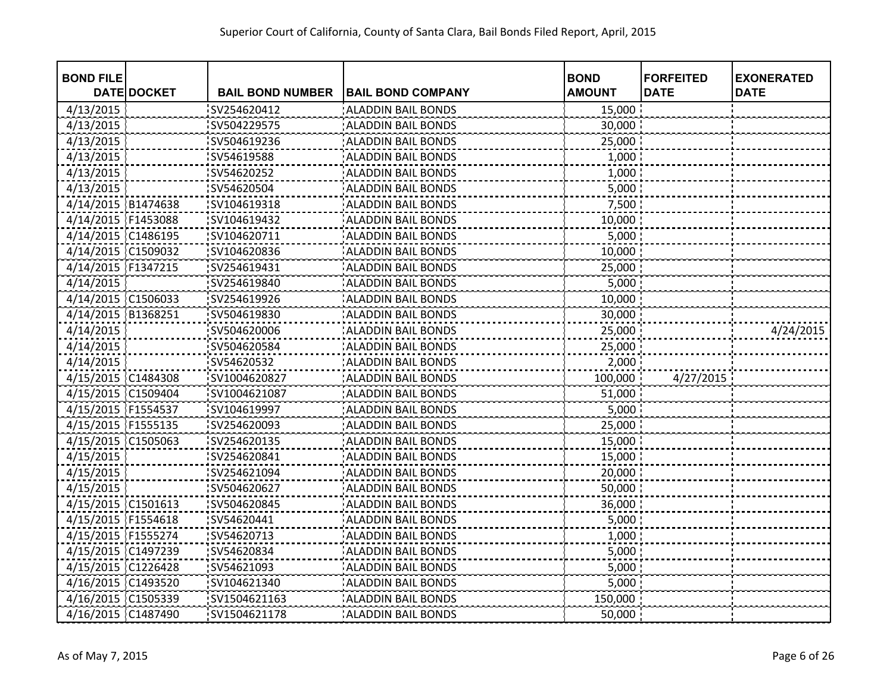| BOND FILE DATE | DOCKET | BAIL BOND NUMBER | BAIL BOND COMPANY | BOND AMOUNT | FORFEITED DATE | EXONERATED DATE |
|---|---|---|---|---|---|---|
| 4/13/2015 | | SV254620412 | ALADDIN BAIL BONDS | 15,000 | | |
| 4/13/2015 | | SV504229575 | ALADDIN BAIL BONDS | 30,000 | | |
| 4/13/2015 | | SV504619236 | ALADDIN BAIL BONDS | 25,000 | | |
| 4/13/2015 | | SV54619588 | ALADDIN BAIL BONDS | 1,000 | | |
| 4/13/2015 | | SV54620252 | ALADDIN BAIL BONDS | 1,000 | | |
| 4/13/2015 | | SV54620504 | ALADDIN BAIL BONDS | 5,000 | | |
| 4/14/2015 | B1474638 | SV104619318 | ALADDIN BAIL BONDS | 7,500 | | |
| 4/14/2015 | F1453088 | SV104619432 | ALADDIN BAIL BONDS | 10,000 | | |
| 4/14/2015 | C1486195 | SV104620711 | ALADDIN BAIL BONDS | 5,000 | | |
| 4/14/2015 | C1509032 | SV104620836 | ALADDIN BAIL BONDS | 10,000 | | |
| 4/14/2015 | F1347215 | SV254619431 | ALADDIN BAIL BONDS | 25,000 | | |
| 4/14/2015 | | SV254619840 | ALADDIN BAIL BONDS | 5,000 | | |
| 4/14/2015 | C1506033 | SV254619926 | ALADDIN BAIL BONDS | 10,000 | | |
| 4/14/2015 | B1368251 | SV504619830 | ALADDIN BAIL BONDS | 30,000 | | |
| 4/14/2015 | | SV504620006 | ALADDIN BAIL BONDS | 25,000 | | 4/24/2015 |
| 4/14/2015 | | SV504620584 | ALADDIN BAIL BONDS | 25,000 | | |
| 4/14/2015 | | SV54620532 | ALADDIN BAIL BONDS | 2,000 | | |
| 4/15/2015 | C1484308 | SV1004620827 | ALADDIN BAIL BONDS | 100,000 | 4/27/2015 | |
| 4/15/2015 | C1509404 | SV1004621087 | ALADDIN BAIL BONDS | 51,000 | | |
| 4/15/2015 | F1554537 | SV104619997 | ALADDIN BAIL BONDS | 5,000 | | |
| 4/15/2015 | F1555135 | SV254620093 | ALADDIN BAIL BONDS | 25,000 | | |
| 4/15/2015 | C1505063 | SV254620135 | ALADDIN BAIL BONDS | 15,000 | | |
| 4/15/2015 | | SV254620841 | ALADDIN BAIL BONDS | 15,000 | | |
| 4/15/2015 | | SV254621094 | ALADDIN BAIL BONDS | 20,000 | | |
| 4/15/2015 | | SV504620627 | ALADDIN BAIL BONDS | 50,000 | | |
| 4/15/2015 | C1501613 | SV504620845 | ALADDIN BAIL BONDS | 36,000 | | |
| 4/15/2015 | F1554618 | SV54620441 | ALADDIN BAIL BONDS | 5,000 | | |
| 4/15/2015 | F1555274 | SV54620713 | ALADDIN BAIL BONDS | 1,000 | | |
| 4/15/2015 | C1497239 | SV54620834 | ALADDIN BAIL BONDS | 5,000 | | |
| 4/15/2015 | C1226428 | SV54621093 | ALADDIN BAIL BONDS | 5,000 | | |
| 4/16/2015 | C1493520 | SV104621340 | ALADDIN BAIL BONDS | 5,000 | | |
| 4/16/2015 | C1505339 | SV1504621163 | ALADDIN BAIL BONDS | 150,000 | | |
| 4/16/2015 | C1487490 | SV1504621178 | ALADDIN BAIL BONDS | 50,000 | | |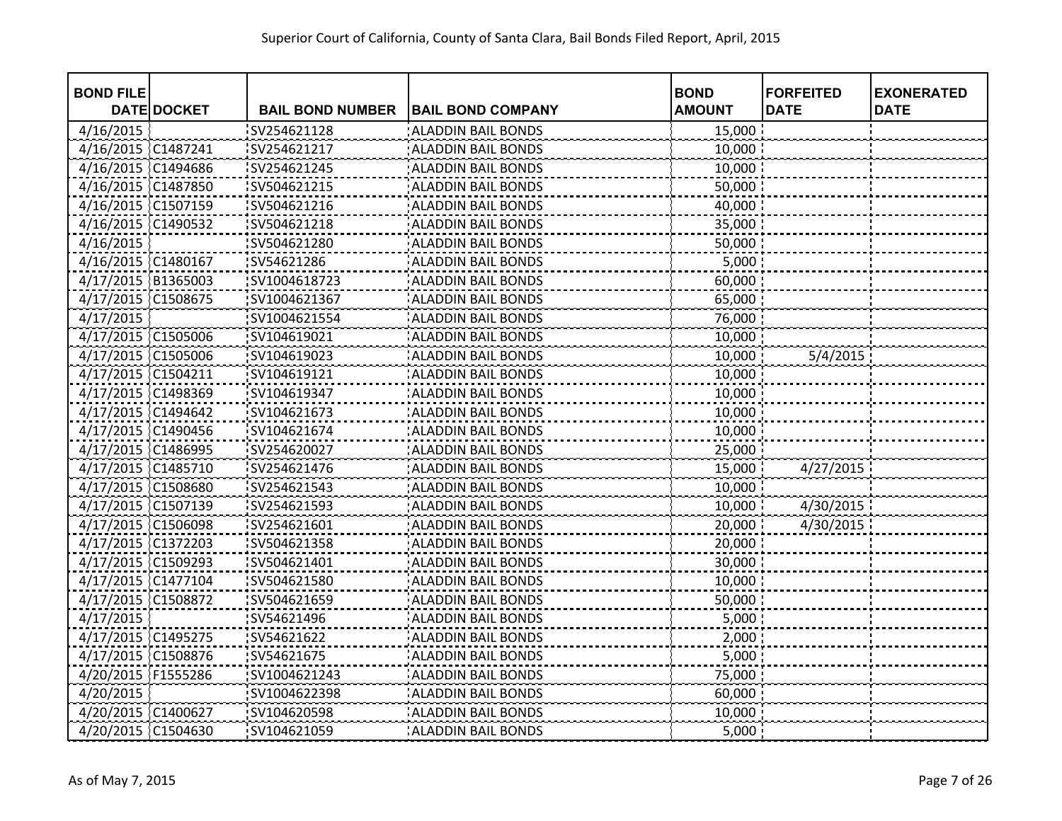Superior Court of California, County of Santa Clara, Bail Bonds Filed Report, April, 2015

| BOND FILE DATE | DOCKET | BAIL BOND NUMBER | BAIL BOND COMPANY | BOND AMOUNT | FORFEITED DATE | EXONERATED DATE |
|---|---|---|---|---|---|---|
| 4/16/2015 | | SV254621128 | ALADDIN BAIL BONDS | 15,000 | | |
| 4/16/2015 | C1487241 | SV254621217 | ALADDIN BAIL BONDS | 10,000 | | |
| 4/16/2015 | C1494686 | SV254621245 | ALADDIN BAIL BONDS | 10,000 | | |
| 4/16/2015 | C1487850 | SV504621215 | ALADDIN BAIL BONDS | 50,000 | | |
| 4/16/2015 | C1507159 | SV504621216 | ALADDIN BAIL BONDS | 40,000 | | |
| 4/16/2015 | C1490532 | SV504621218 | ALADDIN BAIL BONDS | 35,000 | | |
| 4/16/2015 | | SV504621280 | ALADDIN BAIL BONDS | 50,000 | | |
| 4/16/2015 | C1480167 | SV54621286 | ALADDIN BAIL BONDS | 5,000 | | |
| 4/17/2015 | B1365003 | SV1004618723 | ALADDIN BAIL BONDS | 60,000 | | |
| 4/17/2015 | C1508675 | SV1004621367 | ALADDIN BAIL BONDS | 65,000 | | |
| 4/17/2015 | | SV1004621554 | ALADDIN BAIL BONDS | 76,000 | | |
| 4/17/2015 | C1505006 | SV104619021 | ALADDIN BAIL BONDS | 10,000 | | |
| 4/17/2015 | C1505006 | SV104619023 | ALADDIN BAIL BONDS | 10,000 | 5/4/2015 | |
| 4/17/2015 | C1504211 | SV104619121 | ALADDIN BAIL BONDS | 10,000 | | |
| 4/17/2015 | C1498369 | SV104619347 | ALADDIN BAIL BONDS | 10,000 | | |
| 4/17/2015 | C1494642 | SV104621673 | ALADDIN BAIL BONDS | 10,000 | | |
| 4/17/2015 | C1490456 | SV104621674 | ALADDIN BAIL BONDS | 10,000 | | |
| 4/17/2015 | C1486995 | SV254620027 | ALADDIN BAIL BONDS | 25,000 | | |
| 4/17/2015 | C1485710 | SV254621476 | ALADDIN BAIL BONDS | 15,000 | 4/27/2015 | |
| 4/17/2015 | C1508680 | SV254621543 | ALADDIN BAIL BONDS | 10,000 | | |
| 4/17/2015 | C1507139 | SV254621593 | ALADDIN BAIL BONDS | 10,000 | 4/30/2015 | |
| 4/17/2015 | C1506098 | SV254621601 | ALADDIN BAIL BONDS | 20,000 | 4/30/2015 | |
| 4/17/2015 | C1372203 | SV504621358 | ALADDIN BAIL BONDS | 20,000 | | |
| 4/17/2015 | C1509293 | SV504621401 | ALADDIN BAIL BONDS | 30,000 | | |
| 4/17/2015 | C1477104 | SV504621580 | ALADDIN BAIL BONDS | 10,000 | | |
| 4/17/2015 | C1508872 | SV504621659 | ALADDIN BAIL BONDS | 50,000 | | |
| 4/17/2015 | | SV54621496 | ALADDIN BAIL BONDS | 5,000 | | |
| 4/17/2015 | C1495275 | SV54621622 | ALADDIN BAIL BONDS | 2,000 | | |
| 4/17/2015 | C1508876 | SV54621675 | ALADDIN BAIL BONDS | 5,000 | | |
| 4/20/2015 | F1555286 | SV1004621243 | ALADDIN BAIL BONDS | 75,000 | | |
| 4/20/2015 | | SV1004622398 | ALADDIN BAIL BONDS | 60,000 | | |
| 4/20/2015 | C1400627 | SV104620598 | ALADDIN BAIL BONDS | 10,000 | | |
| 4/20/2015 | C1504630 | SV104621059 | ALADDIN BAIL BONDS | 5,000 | | |

As of May 7, 2015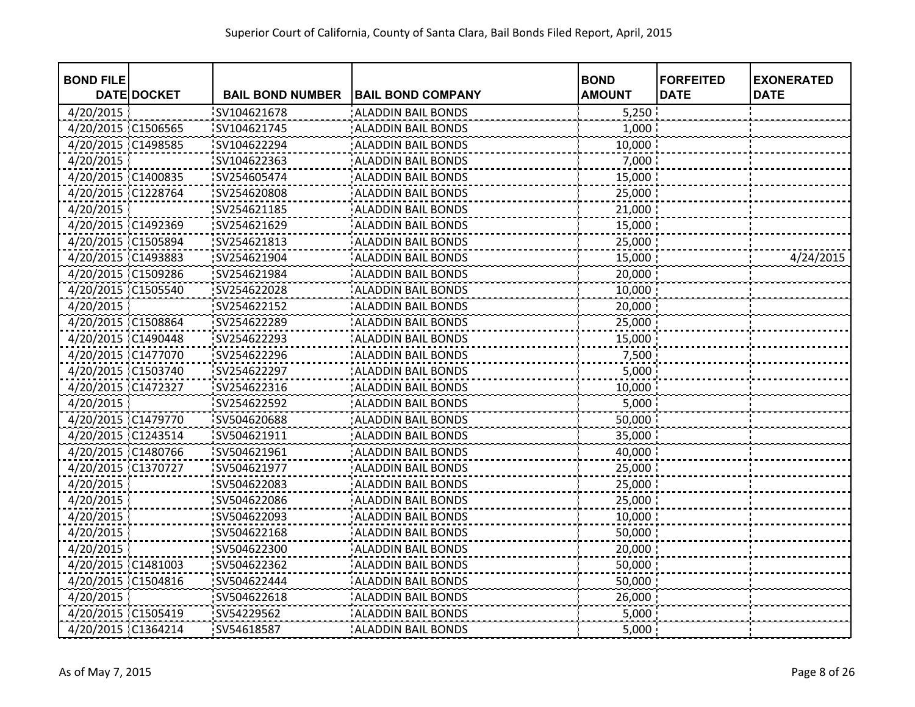Superior Court of California, County of Santa Clara, Bail Bonds Filed Report, April, 2015

| BOND FILE DATE | DOCKET | BAIL BOND NUMBER | BAIL BOND COMPANY | BOND AMOUNT | FORFEITED DATE | EXONERATED DATE |
|---|---|---|---|---|---|---|
| 4/20/2015 | | SV104621678 | ALADDIN BAIL BONDS | 5,250 | | |
| 4/20/2015 | C1506565 | SV104621745 | ALADDIN BAIL BONDS | 1,000 | | |
| 4/20/2015 | C1498585 | SV104622294 | ALADDIN BAIL BONDS | 10,000 | | |
| 4/20/2015 | | SV104622363 | ALADDIN BAIL BONDS | 7,000 | | |
| 4/20/2015 | C1400835 | SV254605474 | ALADDIN BAIL BONDS | 15,000 | | |
| 4/20/2015 | C1228764 | SV254620808 | ALADDIN BAIL BONDS | 25,000 | | |
| 4/20/2015 | | SV254621185 | ALADDIN BAIL BONDS | 21,000 | | |
| 4/20/2015 | C1492369 | SV254621629 | ALADDIN BAIL BONDS | 15,000 | | |
| 4/20/2015 | C1505894 | SV254621813 | ALADDIN BAIL BONDS | 25,000 | | |
| 4/20/2015 | C1493883 | SV254621904 | ALADDIN BAIL BONDS | 15,000 | | 4/24/2015 |
| 4/20/2015 | C1509286 | SV254621984 | ALADDIN BAIL BONDS | 20,000 | | |
| 4/20/2015 | C1505540 | SV254622028 | ALADDIN BAIL BONDS | 10,000 | | |
| 4/20/2015 | | SV254622152 | ALADDIN BAIL BONDS | 20,000 | | |
| 4/20/2015 | C1508864 | SV254622289 | ALADDIN BAIL BONDS | 25,000 | | |
| 4/20/2015 | C1490448 | SV254622293 | ALADDIN BAIL BONDS | 15,000 | | |
| 4/20/2015 | C1477070 | SV254622296 | ALADDIN BAIL BONDS | 7,500 | | |
| 4/20/2015 | C1503740 | SV254622297 | ALADDIN BAIL BONDS | 5,000 | | |
| 4/20/2015 | C1472327 | SV254622316 | ALADDIN BAIL BONDS | 10,000 | | |
| 4/20/2015 | | SV254622592 | ALADDIN BAIL BONDS | 5,000 | | |
| 4/20/2015 | C1479770 | SV504620688 | ALADDIN BAIL BONDS | 50,000 | | |
| 4/20/2015 | C1243514 | SV504621911 | ALADDIN BAIL BONDS | 35,000 | | |
| 4/20/2015 | C1480766 | SV504621961 | ALADDIN BAIL BONDS | 40,000 | | |
| 4/20/2015 | C1370727 | SV504621977 | ALADDIN BAIL BONDS | 25,000 | | |
| 4/20/2015 | | SV504622083 | ALADDIN BAIL BONDS | 25,000 | | |
| 4/20/2015 | | SV504622086 | ALADDIN BAIL BONDS | 25,000 | | |
| 4/20/2015 | | SV504622093 | ALADDIN BAIL BONDS | 10,000 | | |
| 4/20/2015 | | SV504622168 | ALADDIN BAIL BONDS | 50,000 | | |
| 4/20/2015 | | SV504622300 | ALADDIN BAIL BONDS | 20,000 | | |
| 4/20/2015 | C1481003 | SV504622362 | ALADDIN BAIL BONDS | 50,000 | | |
| 4/20/2015 | C1504816 | SV504622444 | ALADDIN BAIL BONDS | 50,000 | | |
| 4/20/2015 | | SV504622618 | ALADDIN BAIL BONDS | 26,000 | | |
| 4/20/2015 | C1505419 | SV54229562 | ALADDIN BAIL BONDS | 5,000 | | |
| 4/20/2015 | C1364214 | SV54618587 | ALADDIN BAIL BONDS | 5,000 | | |

As of May 7, 2015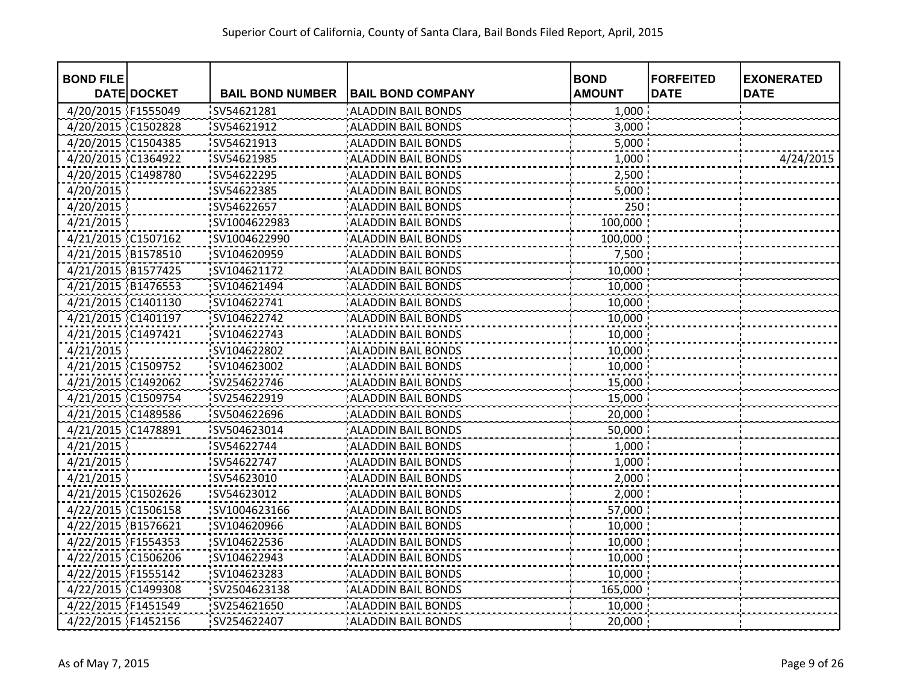# Superior Court of California, County of Santa Clara, Bail Bonds Filed Report, April, 2015

| BOND FILE DATE | DOCKET | BAIL BOND NUMBER | BAIL BOND COMPANY | BOND AMOUNT | FORFEITED DATE | EXONERATED DATE |
|---|---|---|---|---|---|---|
| 4/20/2015 | F1555049 | SV54621281 | ALADDIN BAIL BONDS | 1,000 | | |
| 4/20/2015 | C1502828 | SV54621912 | ALADDIN BAIL BONDS | 3,000 | | |
| 4/20/2015 | C1504385 | SV54621913 | ALADDIN BAIL BONDS | 5,000 | | |
| 4/20/2015 | C1364922 | SV54621985 | ALADDIN BAIL BONDS | 1,000 | | 4/24/2015 |
| 4/20/2015 | C1498780 | SV54622295 | ALADDIN BAIL BONDS | 2,500 | | |
| 4/20/2015 | | SV54622385 | ALADDIN BAIL BONDS | 5,000 | | |
| 4/20/2015 | | SV54622657 | ALADDIN BAIL BONDS | 250 | | |
| 4/21/2015 | | SV1004622983 | ALADDIN BAIL BONDS | 100,000 | | |
| 4/21/2015 | C1507162 | SV1004622990 | ALADDIN BAIL BONDS | 100,000 | | |
| 4/21/2015 | B1578510 | SV104620959 | ALADDIN BAIL BONDS | 7,500 | | |
| 4/21/2015 | B1577425 | SV104621172 | ALADDIN BAIL BONDS | 10,000 | | |
| 4/21/2015 | B1476553 | SV104621494 | ALADDIN BAIL BONDS | 10,000 | | |
| 4/21/2015 | C1401130 | SV104622741 | ALADDIN BAIL BONDS | 10,000 | | |
| 4/21/2015 | C1401197 | SV104622742 | ALADDIN BAIL BONDS | 10,000 | | |
| 4/21/2015 | C1497421 | SV104622743 | ALADDIN BAIL BONDS | 10,000 | | |
| 4/21/2015 | | SV104622802 | ALADDIN BAIL BONDS | 10,000 | | |
| 4/21/2015 | C1509752 | SV104623002 | ALADDIN BAIL BONDS | 10,000 | | |
| 4/21/2015 | C1492062 | SV254622746 | ALADDIN BAIL BONDS | 15,000 | | |
| 4/21/2015 | C1509754 | SV254622919 | ALADDIN BAIL BONDS | 15,000 | | |
| 4/21/2015 | C1489586 | SV504622696 | ALADDIN BAIL BONDS | 20,000 | | |
| 4/21/2015 | C1478891 | SV504623014 | ALADDIN BAIL BONDS | 50,000 | | |
| 4/21/2015 | | SV54622744 | ALADDIN BAIL BONDS | 1,000 | | |
| 4/21/2015 | | SV54622747 | ALADDIN BAIL BONDS | 1,000 | | |
| 4/21/2015 | | SV54623010 | ALADDIN BAIL BONDS | 2,000 | | |
| 4/21/2015 | C1502626 | SV54623012 | ALADDIN BAIL BONDS | 2,000 | | |
| 4/22/2015 | C1506158 | SV1004623166 | ALADDIN BAIL BONDS | 57,000 | | |
| 4/22/2015 | B1576621 | SV104620966 | ALADDIN BAIL BONDS | 10,000 | | |
| 4/22/2015 | F1554353 | SV104622536 | ALADDIN BAIL BONDS | 10,000 | | |
| 4/22/2015 | C1506206 | SV104622943 | ALADDIN BAIL BONDS | 10,000 | | |
| 4/22/2015 | F1555142 | SV104623283 | ALADDIN BAIL BONDS | 10,000 | | |
| 4/22/2015 | C1499308 | SV2504623138 | ALADDIN BAIL BONDS | 165,000 | | |
| 4/22/2015 | F1451549 | SV254621650 | ALADDIN BAIL BONDS | 10,000 | | |
| 4/22/2015 | F1452156 | SV254622407 | ALADDIN BAIL BONDS | 20,000 | | |

As of May 7, 2015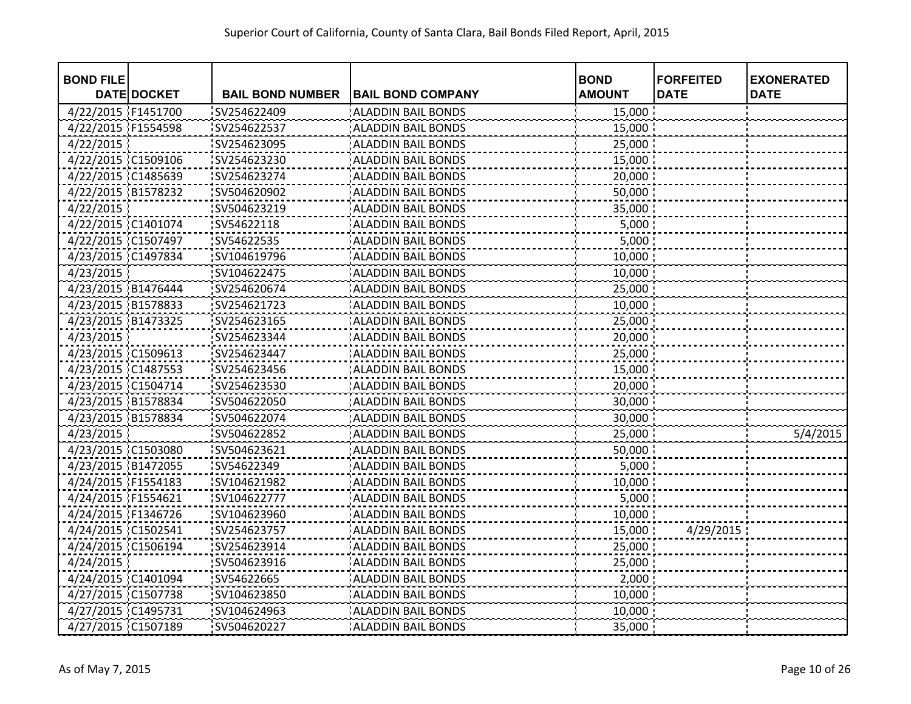Superior Court of California, County of Santa Clara, Bail Bonds Filed Report, April, 2015

| BOND FILE DATE | DOCKET | BAIL BOND NUMBER | BAIL BOND COMPANY | BOND AMOUNT | FORFEITED DATE | EXONERATED DATE |
|---|---|---|---|---|---|---|
| 4/22/2015 | F1451700 | SV254622409 | ALADDIN BAIL BONDS | 15,000 | | |
| 4/22/2015 | F1554598 | SV254622537 | ALADDIN BAIL BONDS | 15,000 | | |
| 4/22/2015 | | SV254623095 | ALADDIN BAIL BONDS | 25,000 | | |
| 4/22/2015 | C1509106 | SV254623230 | ALADDIN BAIL BONDS | 15,000 | | |
| 4/22/2015 | C1485639 | SV254623274 | ALADDIN BAIL BONDS | 20,000 | | |
| 4/22/2015 | B1578232 | SV504620902 | ALADDIN BAIL BONDS | 50,000 | | |
| 4/22/2015 | | SV504623219 | ALADDIN BAIL BONDS | 35,000 | | |
| 4/22/2015 | C1401074 | SV54622118 | ALADDIN BAIL BONDS | 5,000 | | |
| 4/22/2015 | C1507497 | SV54622535 | ALADDIN BAIL BONDS | 5,000 | | |
| 4/23/2015 | C1497834 | SV104619796 | ALADDIN BAIL BONDS | 10,000 | | |
| 4/23/2015 | | SV104622475 | ALADDIN BAIL BONDS | 10,000 | | |
| 4/23/2015 | B1476444 | SV254620674 | ALADDIN BAIL BONDS | 25,000 | | |
| 4/23/2015 | B1578833 | SV254621723 | ALADDIN BAIL BONDS | 10,000 | | |
| 4/23/2015 | B1473325 | SV254623165 | ALADDIN BAIL BONDS | 25,000 | | |
| 4/23/2015 | | SV254623344 | ALADDIN BAIL BONDS | 20,000 | | |
| 4/23/2015 | C1509613 | SV254623447 | ALADDIN BAIL BONDS | 25,000 | | |
| 4/23/2015 | C1487553 | SV254623456 | ALADDIN BAIL BONDS | 15,000 | | |
| 4/23/2015 | C1504714 | SV254623530 | ALADDIN BAIL BONDS | 20,000 | | |
| 4/23/2015 | B1578834 | SV504622050 | ALADDIN BAIL BONDS | 30,000 | | |
| 4/23/2015 | B1578834 | SV504622074 | ALADDIN BAIL BONDS | 30,000 | | |
| 4/23/2015 | | SV504622852 | ALADDIN BAIL BONDS | 25,000 | | 5/4/2015 |
| 4/23/2015 | C1503080 | SV504623621 | ALADDIN BAIL BONDS | 50,000 | | |
| 4/23/2015 | B1472055 | SV54622349 | ALADDIN BAIL BONDS | 5,000 | | |
| 4/24/2015 | F1554183 | SV104621982 | ALADDIN BAIL BONDS | 10,000 | | |
| 4/24/2015 | F1554621 | SV104622777 | ALADDIN BAIL BONDS | 5,000 | | |
| 4/24/2015 | F1346726 | SV104623960 | ALADDIN BAIL BONDS | 10,000 | | |
| 4/24/2015 | C1502541 | SV254623757 | ALADDIN BAIL BONDS | 15,000 | 4/29/2015 | |
| 4/24/2015 | C1506194 | SV254623914 | ALADDIN BAIL BONDS | 25,000 | | |
| 4/24/2015 | | SV504623916 | ALADDIN BAIL BONDS | 25,000 | | |
| 4/24/2015 | C1401094 | SV54622665 | ALADDIN BAIL BONDS | 2,000 | | |
| 4/27/2015 | C1507738 | SV104623850 | ALADDIN BAIL BONDS | 10,000 | | |
| 4/27/2015 | C1495731 | SV104624963 | ALADDIN BAIL BONDS | 10,000 | | |
| 4/27/2015 | C1507189 | SV504620227 | ALADDIN BAIL BONDS | 35,000 | | |

As of May 7, 2015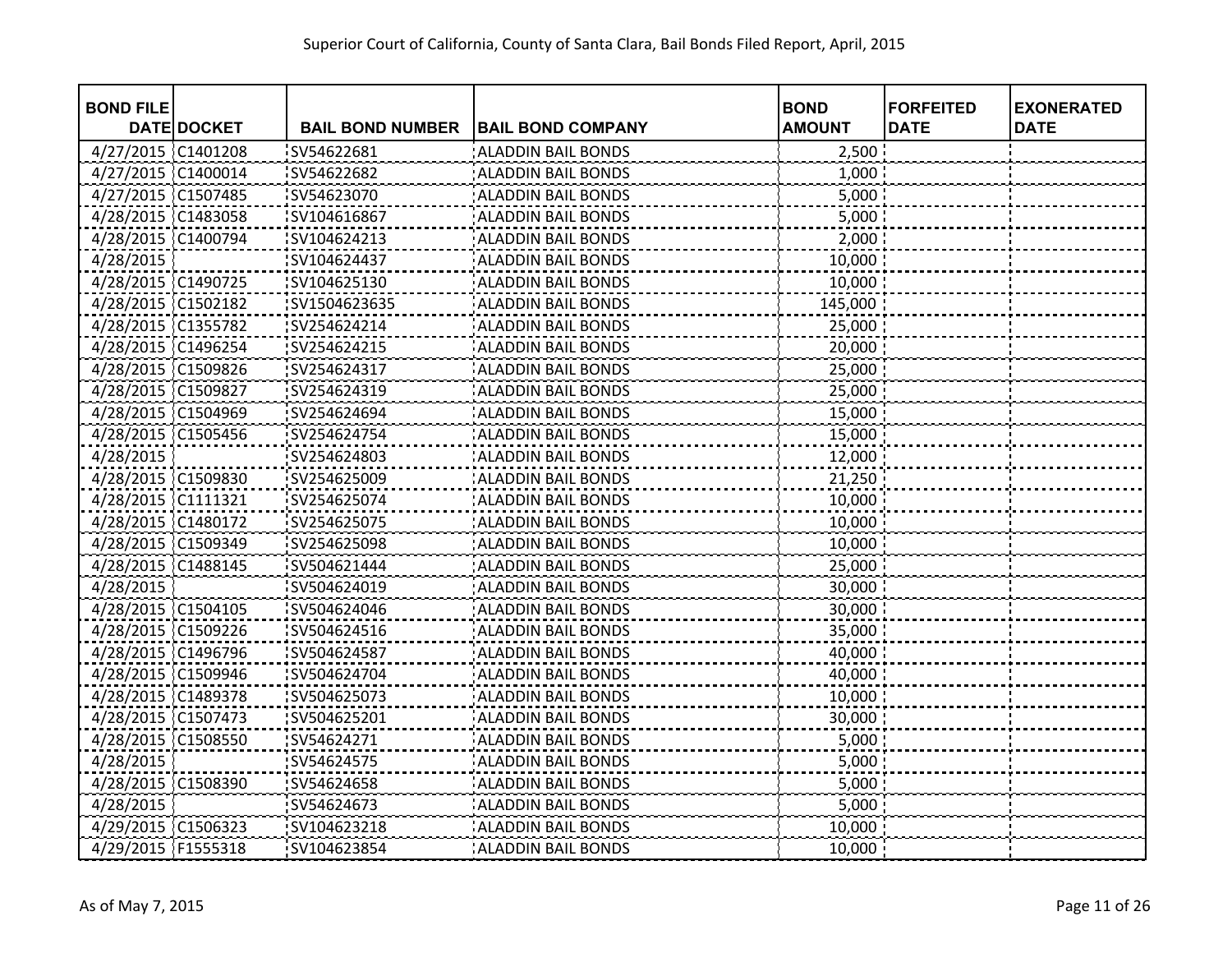Superior Court of California, County of Santa Clara, Bail Bonds Filed Report, April, 2015

| BOND FILE DATE | DOCKET | BAIL BOND NUMBER | BAIL BOND COMPANY | BOND AMOUNT | FORFEITED DATE | EXONERATED DATE |
|---|---|---|---|---|---|---|
| 4/27/2015 | C1401208 | SV54622681 | ALADDIN BAIL BONDS | 2,500 | | |
| 4/27/2015 | C1400014 | SV54622682 | ALADDIN BAIL BONDS | 1,000 | | |
| 4/27/2015 | C1507485 | SV54623070 | ALADDIN BAIL BONDS | 5,000 | | |
| 4/28/2015 | C1483058 | SV104616867 | ALADDIN BAIL BONDS | 5,000 | | |
| 4/28/2015 | C1400794 | SV104624213 | ALADDIN BAIL BONDS | 2,000 | | |
| 4/28/2015 | | SV104624437 | ALADDIN BAIL BONDS | 10,000 | | |
| 4/28/2015 | C1490725 | SV104625130 | ALADDIN BAIL BONDS | 10,000 | | |
| 4/28/2015 | C1502182 | SV1504623635 | ALADDIN BAIL BONDS | 145,000 | | |
| 4/28/2015 | C1355782 | SV254624214 | ALADDIN BAIL BONDS | 25,000 | | |
| 4/28/2015 | C1496254 | SV254624215 | ALADDIN BAIL BONDS | 20,000 | | |
| 4/28/2015 | C1509826 | SV254624317 | ALADDIN BAIL BONDS | 25,000 | | |
| 4/28/2015 | C1509827 | SV254624319 | ALADDIN BAIL BONDS | 25,000 | | |
| 4/28/2015 | C1504969 | SV254624694 | ALADDIN BAIL BONDS | 15,000 | | |
| 4/28/2015 | C1505456 | SV254624754 | ALADDIN BAIL BONDS | 15,000 | | |
| 4/28/2015 | | SV254624803 | ALADDIN BAIL BONDS | 12,000 | | |
| 4/28/2015 | C1509830 | SV254625009 | ALADDIN BAIL BONDS | 21,250 | | |
| 4/28/2015 | C1111321 | SV254625074 | ALADDIN BAIL BONDS | 10,000 | | |
| 4/28/2015 | C1480172 | SV254625075 | ALADDIN BAIL BONDS | 10,000 | | |
| 4/28/2015 | C1509349 | SV254625098 | ALADDIN BAIL BONDS | 10,000 | | |
| 4/28/2015 | C1488145 | SV504621444 | ALADDIN BAIL BONDS | 25,000 | | |
| 4/28/2015 | | SV504624019 | ALADDIN BAIL BONDS | 30,000 | | |
| 4/28/2015 | C1504105 | SV504624046 | ALADDIN BAIL BONDS | 30,000 | | |
| 4/28/2015 | C1509226 | SV504624516 | ALADDIN BAIL BONDS | 35,000 | | |
| 4/28/2015 | C1496796 | SV504624587 | ALADDIN BAIL BONDS | 40,000 | | |
| 4/28/2015 | C1509946 | SV504624704 | ALADDIN BAIL BONDS | 40,000 | | |
| 4/28/2015 | C1489378 | SV504625073 | ALADDIN BAIL BONDS | 10,000 | | |
| 4/28/2015 | C1507473 | SV504625201 | ALADDIN BAIL BONDS | 30,000 | | |
| 4/28/2015 | C1508550 | SV54624271 | ALADDIN BAIL BONDS | 5,000 | | |
| 4/28/2015 | | SV54624575 | ALADDIN BAIL BONDS | 5,000 | | |
| 4/28/2015 | C1508390 | SV54624658 | ALADDIN BAIL BONDS | 5,000 | | |
| 4/28/2015 | | SV54624673 | ALADDIN BAIL BONDS | 5,000 | | |
| 4/29/2015 | C1506323 | SV104623218 | ALADDIN BAIL BONDS | 10,000 | | |
| 4/29/2015 | F1555318 | SV104623854 | ALADDIN BAIL BONDS | 10,000 | | |

As of May 7, 2015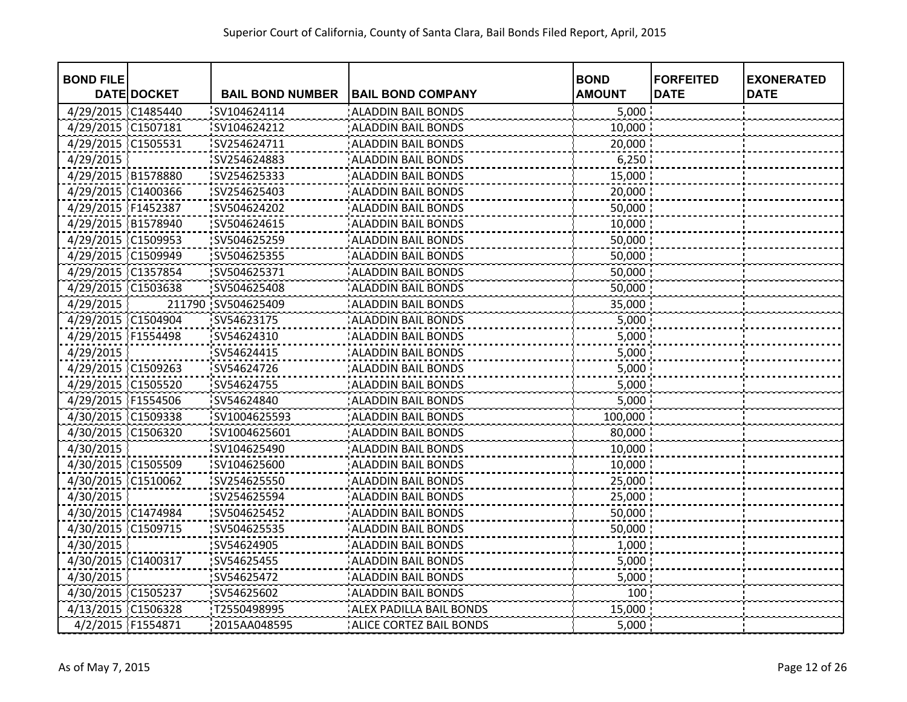Superior Court of California, County of Santa Clara, Bail Bonds Filed Report, April, 2015

| BOND FILE DATE | DOCKET | BAIL BOND NUMBER | BAIL BOND COMPANY | BOND AMOUNT | FORFEITED DATE | EXONERATED DATE |
|---|---|---|---|---|---|---|
| 4/29/2015 | C1485440 | SV104624114 | ALADDIN BAIL BONDS | 5,000 | | |
| 4/29/2015 | C1507181 | SV104624212 | ALADDIN BAIL BONDS | 10,000 | | |
| 4/29/2015 | C1505531 | SV254624711 | ALADDIN BAIL BONDS | 20,000 | | |
| 4/29/2015 | | SV254624883 | ALADDIN BAIL BONDS | 6,250 | | |
| 4/29/2015 | B1578880 | SV254625333 | ALADDIN BAIL BONDS | 15,000 | | |
| 4/29/2015 | C1400366 | SV254625403 | ALADDIN BAIL BONDS | 20,000 | | |
| 4/29/2015 | F1452387 | SV504624202 | ALADDIN BAIL BONDS | 50,000 | | |
| 4/29/2015 | B1578940 | SV504624615 | ALADDIN BAIL BONDS | 10,000 | | |
| 4/29/2015 | C1509953 | SV504625259 | ALADDIN BAIL BONDS | 50,000 | | |
| 4/29/2015 | C1509949 | SV504625355 | ALADDIN BAIL BONDS | 50,000 | | |
| 4/29/2015 | C1357854 | SV504625371 | ALADDIN BAIL BONDS | 50,000 | | |
| 4/29/2015 | C1503638 | SV504625408 | ALADDIN BAIL BONDS | 50,000 | | |
| 4/29/2015 | 211790 | SV504625409 | ALADDIN BAIL BONDS | 35,000 | | |
| 4/29/2015 | C1504904 | SV54623175 | ALADDIN BAIL BONDS | 5,000 | | |
| 4/29/2015 | F1554498 | SV54624310 | ALADDIN BAIL BONDS | 5,000 | | |
| 4/29/2015 | | SV54624415 | ALADDIN BAIL BONDS | 5,000 | | |
| 4/29/2015 | C1509263 | SV54624726 | ALADDIN BAIL BONDS | 5,000 | | |
| 4/29/2015 | C1505520 | SV54624755 | ALADDIN BAIL BONDS | 5,000 | | |
| 4/29/2015 | F1554506 | SV54624840 | ALADDIN BAIL BONDS | 5,000 | | |
| 4/30/2015 | C1509338 | SV1004625593 | ALADDIN BAIL BONDS | 100,000 | | |
| 4/30/2015 | C1506320 | SV1004625601 | ALADDIN BAIL BONDS | 80,000 | | |
| 4/30/2015 | | SV104625490 | ALADDIN BAIL BONDS | 10,000 | | |
| 4/30/2015 | C1505509 | SV104625600 | ALADDIN BAIL BONDS | 10,000 | | |
| 4/30/2015 | C1510062 | SV254625550 | ALADDIN BAIL BONDS | 25,000 | | |
| 4/30/2015 | | SV254625594 | ALADDIN BAIL BONDS | 25,000 | | |
| 4/30/2015 | C1474984 | SV504625452 | ALADDIN BAIL BONDS | 50,000 | | |
| 4/30/2015 | C1509715 | SV504625535 | ALADDIN BAIL BONDS | 50,000 | | |
| 4/30/2015 | | SV54624905 | ALADDIN BAIL BONDS | 1,000 | | |
| 4/30/2015 | C1400317 | SV54625455 | ALADDIN BAIL BONDS | 5,000 | | |
| 4/30/2015 | | SV54625472 | ALADDIN BAIL BONDS | 5,000 | | |
| 4/30/2015 | C1505237 | SV54625602 | ALADDIN BAIL BONDS | 100 | | |
| 4/13/2015 | C1506328 | T2550498995 | ALEX PADILLA BAIL BONDS | 15,000 | | |
| 4/2/2015 | F1554871 | 2015AA048595 | ALICE CORTEZ BAIL BONDS | 5,000 | | |

As of May 7, 2015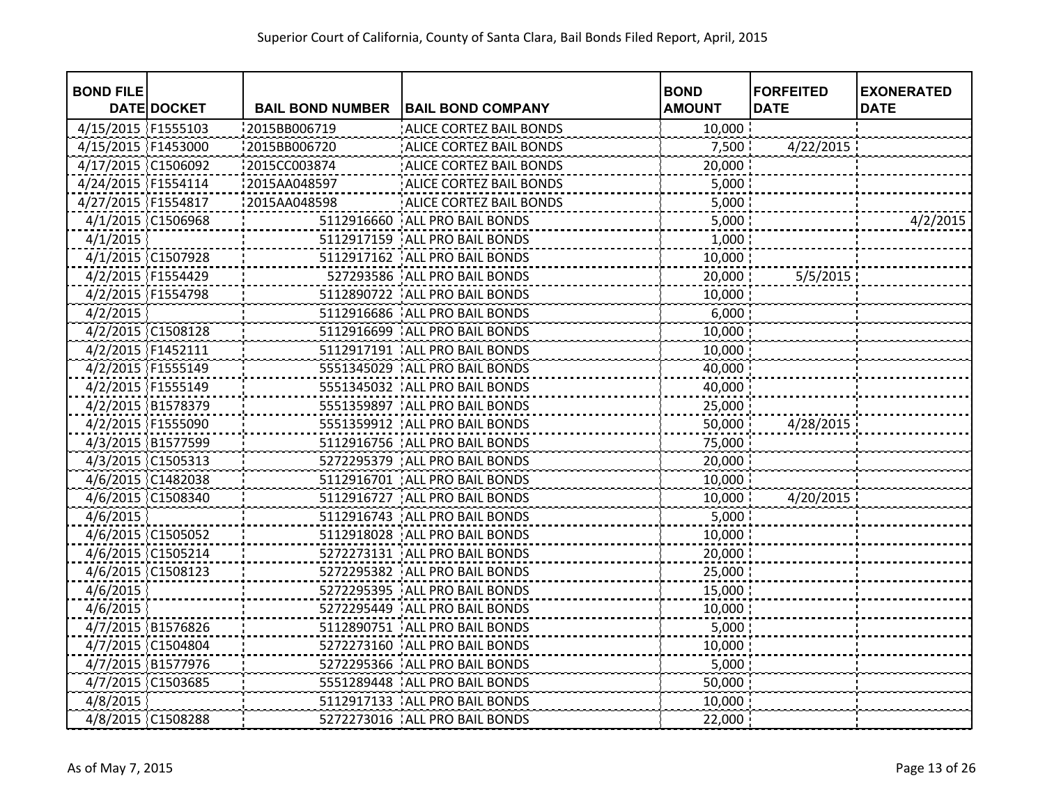# Superior Court of California, County of Santa Clara, Bail Bonds Filed Report, April, 2015

| BOND FILE DATE | DOCKET | BAIL BOND NUMBER | BAIL BOND COMPANY | BOND AMOUNT | FORFEITED DATE | EXONERATED DATE |
|---|---|---|---|---|---|---|
| 4/15/2015 | F1555103 | 2015BB006719 | ALICE CORTEZ BAIL BONDS | 10,000 | | |
| 4/15/2015 | F1453000 | 2015BB006720 | ALICE CORTEZ BAIL BONDS | 7,500 | 4/22/2015 | |
| 4/17/2015 | C1506092 | 2015CC003874 | ALICE CORTEZ BAIL BONDS | 20,000 | | |
| 4/24/2015 | F1554114 | 2015AA048597 | ALICE CORTEZ BAIL BONDS | 5,000 | | |
| 4/27/2015 | F1554817 | 2015AA048598 | ALICE CORTEZ BAIL BONDS | 5,000 | | |
| 4/1/2015 | C1506968 | 5112916660 | ALL PRO BAIL BONDS | 5,000 | | 4/2/2015 |
| 4/1/2015 | | 5112917159 | ALL PRO BAIL BONDS | 1,000 | | |
| 4/1/2015 | C1507928 | 5112917162 | ALL PRO BAIL BONDS | 10,000 | | |
| 4/2/2015 | F1554429 | 527293586 | ALL PRO BAIL BONDS | 20,000 | 5/5/2015 | |
| 4/2/2015 | F1554798 | 5112890722 | ALL PRO BAIL BONDS | 10,000 | | |
| 4/2/2015 | | 5112916686 | ALL PRO BAIL BONDS | 6,000 | | |
| 4/2/2015 | C1508128 | 5112916699 | ALL PRO BAIL BONDS | 10,000 | | |
| 4/2/2015 | F1452111 | 5112917191 | ALL PRO BAIL BONDS | 10,000 | | |
| 4/2/2015 | F1555149 | 5551345029 | ALL PRO BAIL BONDS | 40,000 | | |
| 4/2/2015 | F1555149 | 5551345032 | ALL PRO BAIL BONDS | 40,000 | | |
| 4/2/2015 | B1578379 | 5551359897 | ALL PRO BAIL BONDS | 25,000 | | |
| 4/2/2015 | F1555090 | 5551359912 | ALL PRO BAIL BONDS | 50,000 | 4/28/2015 | |
| 4/3/2015 | B1577599 | 5112916756 | ALL PRO BAIL BONDS | 75,000 | | |
| 4/3/2015 | C1505313 | 5272295379 | ALL PRO BAIL BONDS | 20,000 | | |
| 4/6/2015 | C1482038 | 5112916701 | ALL PRO BAIL BONDS | 10,000 | | |
| 4/6/2015 | C1508340 | 5112916727 | ALL PRO BAIL BONDS | 10,000 | 4/20/2015 | |
| 4/6/2015 | | 5112916743 | ALL PRO BAIL BONDS | 5,000 | | |
| 4/6/2015 | C1505052 | 5112918028 | ALL PRO BAIL BONDS | 10,000 | | |
| 4/6/2015 | C1505214 | 5272273131 | ALL PRO BAIL BONDS | 20,000 | | |
| 4/6/2015 | C1508123 | 5272295382 | ALL PRO BAIL BONDS | 25,000 | | |
| 4/6/2015 | | 5272295395 | ALL PRO BAIL BONDS | 15,000 | | |
| 4/6/2015 | | 5272295449 | ALL PRO BAIL BONDS | 10,000 | | |
| 4/7/2015 | B1576826 | 5112890751 | ALL PRO BAIL BONDS | 5,000 | | |
| 4/7/2015 | C1504804 | 5272273160 | ALL PRO BAIL BONDS | 10,000 | | |
| 4/7/2015 | B1577976 | 5272295366 | ALL PRO BAIL BONDS | 5,000 | | |
| 4/7/2015 | C1503685 | 5551289448 | ALL PRO BAIL BONDS | 50,000 | | |
| 4/8/2015 | | 5112917133 | ALL PRO BAIL BONDS | 10,000 | | |
| 4/8/2015 | C1508288 | 5272273016 | ALL PRO BAIL BONDS | 22,000 | | |

As of May 7, 2015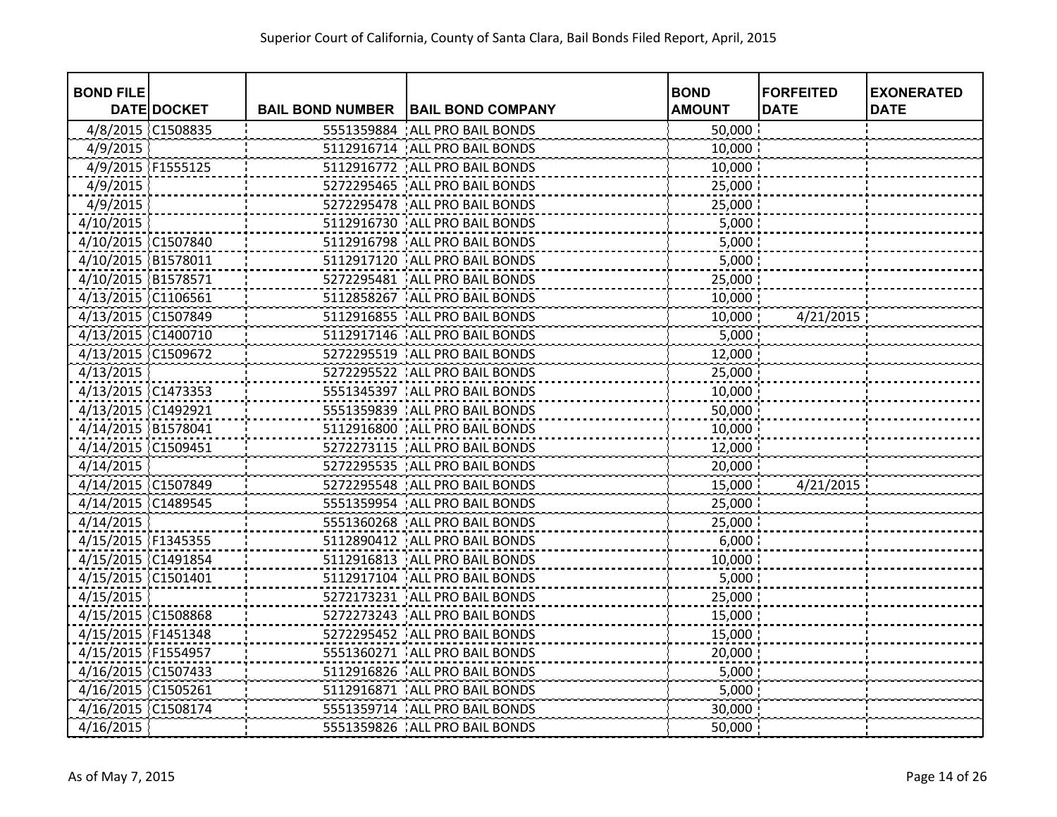Superior Court of California, County of Santa Clara, Bail Bonds Filed Report, April, 2015

| BOND FILE DATE | DOCKET | BAIL BOND NUMBER | BAIL BOND COMPANY | BOND AMOUNT | FORFEITED DATE | EXONERATED DATE |
|---|---|---|---|---|---|---|
| 4/8/2015 | C1508835 | 5551359884 | ALL PRO BAIL BONDS | 50,000 | | |
| 4/9/2015 | | 5112916714 | ALL PRO BAIL BONDS | 10,000 | | |
| 4/9/2015 | F1555125 | 5112916772 | ALL PRO BAIL BONDS | 10,000 | | |
| 4/9/2015 | | 5272295465 | ALL PRO BAIL BONDS | 25,000 | | |
| 4/9/2015 | | 5272295478 | ALL PRO BAIL BONDS | 25,000 | | |
| 4/10/2015 | | 5112916730 | ALL PRO BAIL BONDS | 5,000 | | |
| 4/10/2015 | C1507840 | 5112916798 | ALL PRO BAIL BONDS | 5,000 | | |
| 4/10/2015 | B1578011 | 5112917120 | ALL PRO BAIL BONDS | 5,000 | | |
| 4/10/2015 | B1578571 | 5272295481 | ALL PRO BAIL BONDS | 25,000 | | |
| 4/13/2015 | C1106561 | 5112858267 | ALL PRO BAIL BONDS | 10,000 | | |
| 4/13/2015 | C1507849 | 5112916855 | ALL PRO BAIL BONDS | 10,000 | 4/21/2015 | |
| 4/13/2015 | C1400710 | 5112917146 | ALL PRO BAIL BONDS | 5,000 | | |
| 4/13/2015 | C1509672 | 5272295519 | ALL PRO BAIL BONDS | 12,000 | | |
| 4/13/2015 | | 5272295522 | ALL PRO BAIL BONDS | 25,000 | | |
| 4/13/2015 | C1473353 | 5551345397 | ALL PRO BAIL BONDS | 10,000 | | |
| 4/13/2015 | C1492921 | 5551359839 | ALL PRO BAIL BONDS | 50,000 | | |
| 4/14/2015 | B1578041 | 5112916800 | ALL PRO BAIL BONDS | 10,000 | | |
| 4/14/2015 | C1509451 | 5272273115 | ALL PRO BAIL BONDS | 12,000 | | |
| 4/14/2015 | | 5272295535 | ALL PRO BAIL BONDS | 20,000 | | |
| 4/14/2015 | C1507849 | 5272295548 | ALL PRO BAIL BONDS | 15,000 | 4/21/2015 | |
| 4/14/2015 | C1489545 | 5551359954 | ALL PRO BAIL BONDS | 25,000 | | |
| 4/14/2015 | | 5551360268 | ALL PRO BAIL BONDS | 25,000 | | |
| 4/15/2015 | F1345355 | 5112890412 | ALL PRO BAIL BONDS | 6,000 | | |
| 4/15/2015 | C1491854 | 5112916813 | ALL PRO BAIL BONDS | 10,000 | | |
| 4/15/2015 | C1501401 | 5112917104 | ALL PRO BAIL BONDS | 5,000 | | |
| 4/15/2015 | | 5272173231 | ALL PRO BAIL BONDS | 25,000 | | |
| 4/15/2015 | C1508868 | 5272273243 | ALL PRO BAIL BONDS | 15,000 | | |
| 4/15/2015 | F1451348 | 5272295452 | ALL PRO BAIL BONDS | 15,000 | | |
| 4/15/2015 | F1554957 | 5551360271 | ALL PRO BAIL BONDS | 20,000 | | |
| 4/16/2015 | C1507433 | 5112916826 | ALL PRO BAIL BONDS | 5,000 | | |
| 4/16/2015 | C1505261 | 5112916871 | ALL PRO BAIL BONDS | 5,000 | | |
| 4/16/2015 | C1508174 | 5551359714 | ALL PRO BAIL BONDS | 30,000 | | |
| 4/16/2015 | | 5551359826 | ALL PRO BAIL BONDS | 50,000 | | |

As of May 7, 2015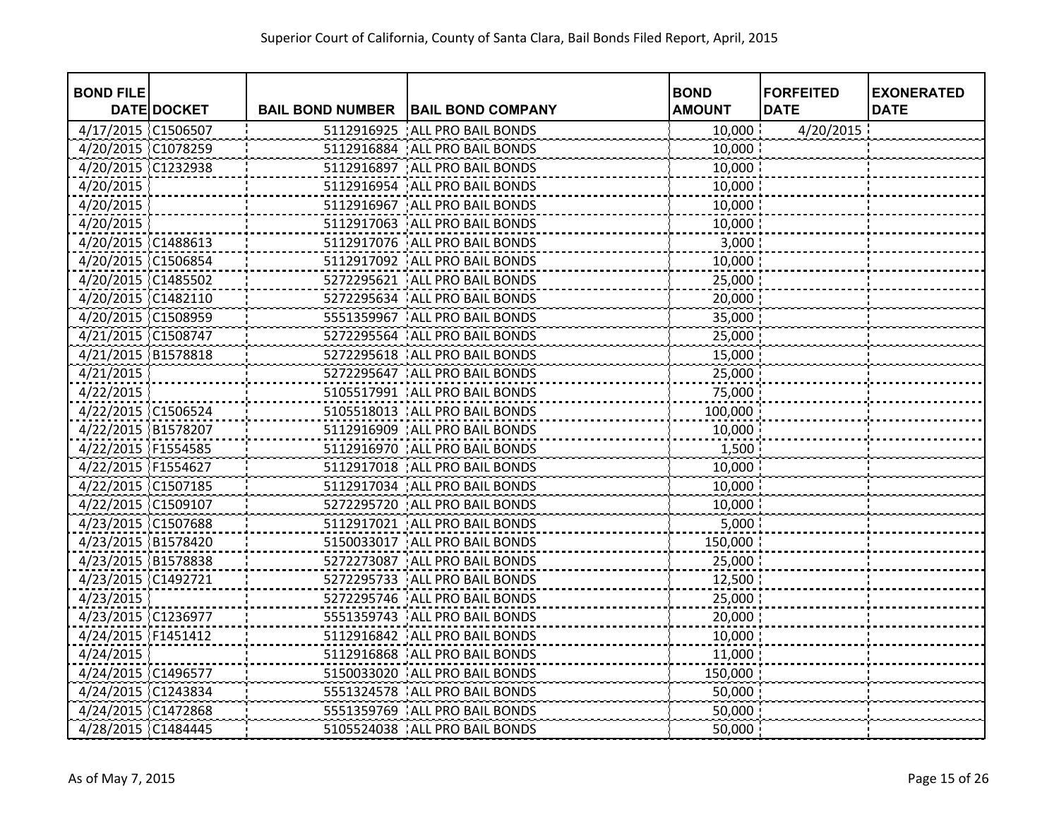Superior Court of California, County of Santa Clara, Bail Bonds Filed Report, April, 2015

| BOND FILE DATE | DOCKET | BAIL BOND NUMBER | BAIL BOND COMPANY | BOND AMOUNT | FORFEITED DATE | EXONERATED DATE |
|---|---|---|---|---|---|---|
| 4/17/2015 | C1506507 | 5112916925 | ALL PRO BAIL BONDS | 10,000 | 4/20/2015 | |
| 4/20/2015 | C1078259 | 5112916884 | ALL PRO BAIL BONDS | 10,000 | | |
| 4/20/2015 | C1232938 | 5112916897 | ALL PRO BAIL BONDS | 10,000 | | |
| 4/20/2015 | | 5112916954 | ALL PRO BAIL BONDS | 10,000 | | |
| 4/20/2015 | | 5112916967 | ALL PRO BAIL BONDS | 10,000 | | |
| 4/20/2015 | | 5112917063 | ALL PRO BAIL BONDS | 10,000 | | |
| 4/20/2015 | C1488613 | 5112917076 | ALL PRO BAIL BONDS | 3,000 | | |
| 4/20/2015 | C1506854 | 5112917092 | ALL PRO BAIL BONDS | 10,000 | | |
| 4/20/2015 | C1485502 | 5272295621 | ALL PRO BAIL BONDS | 25,000 | | |
| 4/20/2015 | C1482110 | 5272295634 | ALL PRO BAIL BONDS | 20,000 | | |
| 4/20/2015 | C1508959 | 5551359967 | ALL PRO BAIL BONDS | 35,000 | | |
| 4/21/2015 | C1508747 | 5272295564 | ALL PRO BAIL BONDS | 25,000 | | |
| 4/21/2015 | B1578818 | 5272295618 | ALL PRO BAIL BONDS | 15,000 | | |
| 4/21/2015 | | 5272295647 | ALL PRO BAIL BONDS | 25,000 | | |
| 4/22/2015 | | 5105517991 | ALL PRO BAIL BONDS | 75,000 | | |
| 4/22/2015 | C1506524 | 5105518013 | ALL PRO BAIL BONDS | 100,000 | | |
| 4/22/2015 | B1578207 | 5112916909 | ALL PRO BAIL BONDS | 10,000 | | |
| 4/22/2015 | F1554585 | 5112916970 | ALL PRO BAIL BONDS | 1,500 | | |
| 4/22/2015 | F1554627 | 5112917018 | ALL PRO BAIL BONDS | 10,000 | | |
| 4/22/2015 | C1507185 | 5112917034 | ALL PRO BAIL BONDS | 10,000 | | |
| 4/22/2015 | C1509107 | 5272295720 | ALL PRO BAIL BONDS | 10,000 | | |
| 4/23/2015 | C1507688 | 5112917021 | ALL PRO BAIL BONDS | 5,000 | | |
| 4/23/2015 | B1578420 | 5150033017 | ALL PRO BAIL BONDS | 150,000 | | |
| 4/23/2015 | B1578838 | 5272273087 | ALL PRO BAIL BONDS | 25,000 | | |
| 4/23/2015 | C1492721 | 5272295733 | ALL PRO BAIL BONDS | 12,500 | | |
| 4/23/2015 | | 5272295746 | ALL PRO BAIL BONDS | 25,000 | | |
| 4/23/2015 | C1236977 | 5551359743 | ALL PRO BAIL BONDS | 20,000 | | |
| 4/24/2015 | F1451412 | 5112916842 | ALL PRO BAIL BONDS | 10,000 | | |
| 4/24/2015 | | 5112916868 | ALL PRO BAIL BONDS | 11,000 | | |
| 4/24/2015 | C1496577 | 5150033020 | ALL PRO BAIL BONDS | 150,000 | | |
| 4/24/2015 | C1243834 | 5551324578 | ALL PRO BAIL BONDS | 50,000 | | |
| 4/24/2015 | C1472868 | 5551359769 | ALL PRO BAIL BONDS | 50,000 | | |
| 4/28/2015 | C1484445 | 5105524038 | ALL PRO BAIL BONDS | 50,000 | | |

As of May 7, 2015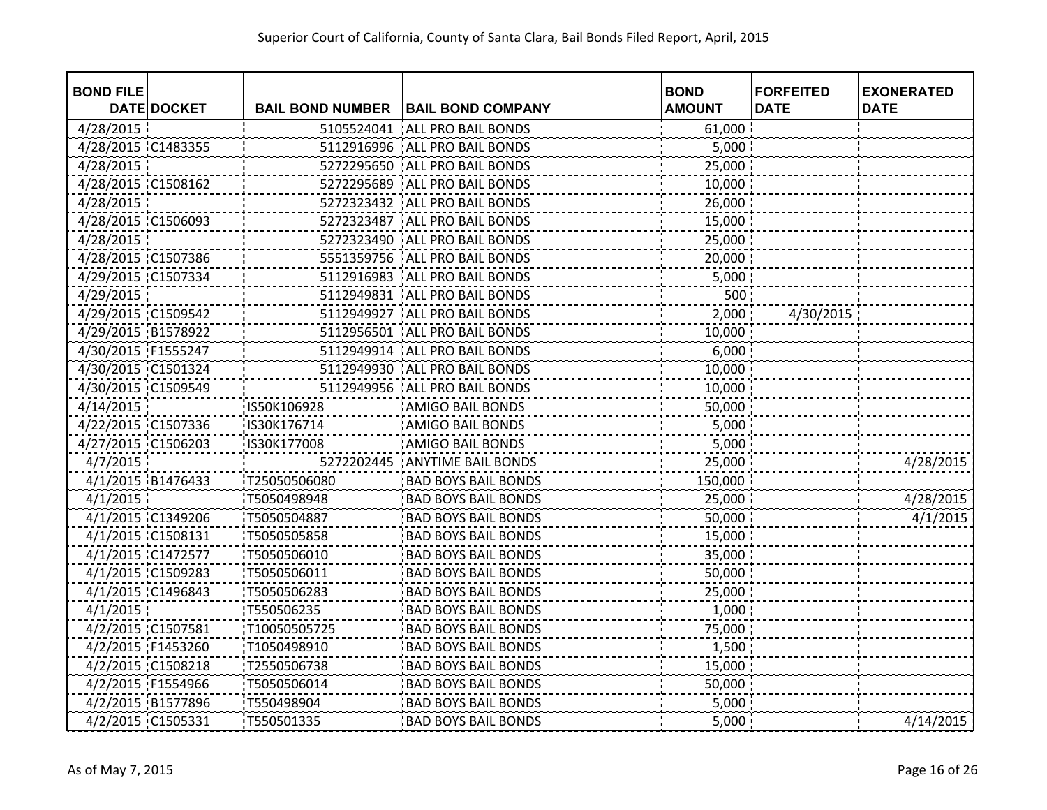Superior Court of California, County of Santa Clara, Bail Bonds Filed Report, April, 2015

| BOND FILE DATE | DOCKET | BAIL BOND NUMBER | BAIL BOND COMPANY | BOND AMOUNT | FORFEITED DATE | EXONERATED DATE |
|---|---|---|---|---|---|---|
| 4/28/2015 | | 5105524041 | ALL PRO BAIL BONDS | 61,000 | | |
| 4/28/2015 | C1483355 | 5112916996 | ALL PRO BAIL BONDS | 5,000 | | |
| 4/28/2015 | | 5272295650 | ALL PRO BAIL BONDS | 25,000 | | |
| 4/28/2015 | C1508162 | 5272295689 | ALL PRO BAIL BONDS | 10,000 | | |
| 4/28/2015 | | 5272323432 | ALL PRO BAIL BONDS | 26,000 | | |
| 4/28/2015 | C1506093 | 5272323487 | ALL PRO BAIL BONDS | 15,000 | | |
| 4/28/2015 | | 5272323490 | ALL PRO BAIL BONDS | 25,000 | | |
| 4/28/2015 | C1507386 | 5551359756 | ALL PRO BAIL BONDS | 20,000 | | |
| 4/29/2015 | C1507334 | 5112916983 | ALL PRO BAIL BONDS | 5,000 | | |
| 4/29/2015 | | 5112949831 | ALL PRO BAIL BONDS | 500 | | |
| 4/29/2015 | C1509542 | 5112949927 | ALL PRO BAIL BONDS | 2,000 | 4/30/2015 | |
| 4/29/2015 | B1578922 | 5112956501 | ALL PRO BAIL BONDS | 10,000 | | |
| 4/30/2015 | F1555247 | 5112949914 | ALL PRO BAIL BONDS | 6,000 | | |
| 4/30/2015 | C1501324 | 5112949930 | ALL PRO BAIL BONDS | 10,000 | | |
| 4/30/2015 | C1509549 | 5112949956 | ALL PRO BAIL BONDS | 10,000 | | |
| 4/14/2015 | | IS50K106928 | AMIGO BAIL BONDS | 50,000 | | |
| 4/22/2015 | C1507336 | IS30K176714 | AMIGO BAIL BONDS | 5,000 | | |
| 4/27/2015 | C1506203 | IS30K177008 | AMIGO BAIL BONDS | 5,000 | | |
| 4/7/2015 | | 5272202445 | ANYTIME BAIL BONDS | 25,000 | | 4/28/2015 |
| 4/1/2015 | B1476433 | T25050506080 | BAD BOYS BAIL BONDS | 150,000 | | |
| 4/1/2015 | | T5050498948 | BAD BOYS BAIL BONDS | 25,000 | | 4/28/2015 |
| 4/1/2015 | C1349206 | T5050504887 | BAD BOYS BAIL BONDS | 50,000 | | 4/1/2015 |
| 4/1/2015 | C1508131 | T5050505858 | BAD BOYS BAIL BONDS | 15,000 | | |
| 4/1/2015 | C1472577 | T5050506010 | BAD BOYS BAIL BONDS | 35,000 | | |
| 4/1/2015 | C1509283 | T5050506011 | BAD BOYS BAIL BONDS | 50,000 | | |
| 4/1/2015 | C1496843 | T5050506283 | BAD BOYS BAIL BONDS | 25,000 | | |
| 4/1/2015 | | T550506235 | BAD BOYS BAIL BONDS | 1,000 | | |
| 4/2/2015 | C1507581 | T10050505725 | BAD BOYS BAIL BONDS | 75,000 | | |
| 4/2/2015 | F1453260 | T1050498910 | BAD BOYS BAIL BONDS | 1,500 | | |
| 4/2/2015 | C1508218 | T2550506738 | BAD BOYS BAIL BONDS | 15,000 | | |
| 4/2/2015 | F1554966 | T5050506014 | BAD BOYS BAIL BONDS | 50,000 | | |
| 4/2/2015 | B1577896 | T550498904 | BAD BOYS BAIL BONDS | 5,000 | | |
| 4/2/2015 | C1505331 | T550501335 | BAD BOYS BAIL BONDS | 5,000 | | 4/14/2015 |

As of May 7, 2015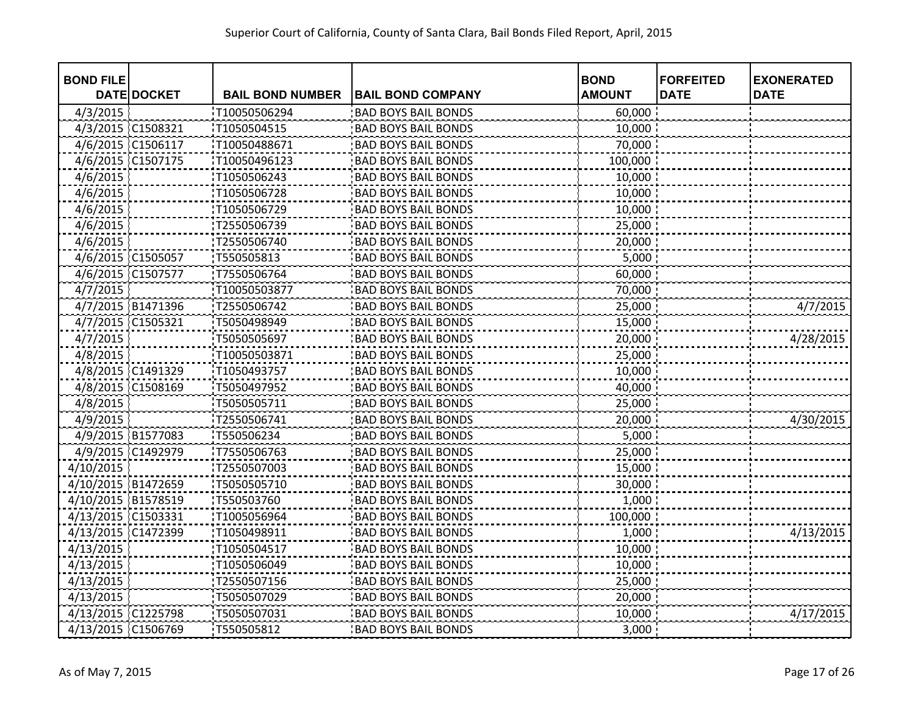# Superior Court of California, County of Santa Clara, Bail Bonds Filed Report, April, 2015

| BOND FILE DATE | DOCKET | BAIL BOND NUMBER | BAIL BOND COMPANY | BOND AMOUNT | FORFEITED DATE | EXONERATED DATE |
|---|---|---|---|---|---|---|
| 4/3/2015 | | T10050506294 | BAD BOYS BAIL BONDS | 60,000 | | |
| 4/3/2015 | C1508321 | T1050504515 | BAD BOYS BAIL BONDS | 10,000 | | |
| 4/6/2015 | C1506117 | T10050488671 | BAD BOYS BAIL BONDS | 70,000 | | |
| 4/6/2015 | C1507175 | T10050496123 | BAD BOYS BAIL BONDS | 100,000 | | |
| 4/6/2015 | | T1050506243 | BAD BOYS BAIL BONDS | 10,000 | | |
| 4/6/2015 | | T1050506728 | BAD BOYS BAIL BONDS | 10,000 | | |
| 4/6/2015 | | T1050506729 | BAD BOYS BAIL BONDS | 10,000 | | |
| 4/6/2015 | | T2550506739 | BAD BOYS BAIL BONDS | 25,000 | | |
| 4/6/2015 | | T2550506740 | BAD BOYS BAIL BONDS | 20,000 | | |
| 4/6/2015 | C1505057 | T550505813 | BAD BOYS BAIL BONDS | 5,000 | | |
| 4/6/2015 | C1507577 | T7550506764 | BAD BOYS BAIL BONDS | 60,000 | | |
| 4/7/2015 | | T10050503877 | BAD BOYS BAIL BONDS | 70,000 | | |
| 4/7/2015 | B1471396 | T2550506742 | BAD BOYS BAIL BONDS | 25,000 | | 4/7/2015 |
| 4/7/2015 | C1505321 | T5050498949 | BAD BOYS BAIL BONDS | 15,000 | | |
| 4/7/2015 | | T5050505697 | BAD BOYS BAIL BONDS | 20,000 | | 4/28/2015 |
| 4/8/2015 | | T10050503871 | BAD BOYS BAIL BONDS | 25,000 | | |
| 4/8/2015 | C1491329 | T1050493757 | BAD BOYS BAIL BONDS | 10,000 | | |
| 4/8/2015 | C1508169 | T5050497952 | BAD BOYS BAIL BONDS | 40,000 | | |
| 4/8/2015 | | T5050505711 | BAD BOYS BAIL BONDS | 25,000 | | |
| 4/9/2015 | | T2550506741 | BAD BOYS BAIL BONDS | 20,000 | | 4/30/2015 |
| 4/9/2015 | B1577083 | T550506234 | BAD BOYS BAIL BONDS | 5,000 | | |
| 4/9/2015 | C1492979 | T7550506763 | BAD BOYS BAIL BONDS | 25,000 | | |
| 4/10/2015 | | T2550507003 | BAD BOYS BAIL BONDS | 15,000 | | |
| 4/10/2015 | B1472659 | T5050505710 | BAD BOYS BAIL BONDS | 30,000 | | |
| 4/10/2015 | B1578519 | T550503760 | BAD BOYS BAIL BONDS | 1,000 | | |
| 4/13/2015 | C1503331 | T1005056964 | BAD BOYS BAIL BONDS | 100,000 | | |
| 4/13/2015 | C1472399 | T1050498911 | BAD BOYS BAIL BONDS | 1,000 | | 4/13/2015 |
| 4/13/2015 | | T1050504517 | BAD BOYS BAIL BONDS | 10,000 | | |
| 4/13/2015 | | T1050506049 | BAD BOYS BAIL BONDS | 10,000 | | |
| 4/13/2015 | | T2550507156 | BAD BOYS BAIL BONDS | 25,000 | | |
| 4/13/2015 | | T5050507029 | BAD BOYS BAIL BONDS | 20,000 | | |
| 4/13/2015 | C1225798 | T5050507031 | BAD BOYS BAIL BONDS | 10,000 | | 4/17/2015 |
| 4/13/2015 | C1506769 | T550505812 | BAD BOYS BAIL BONDS | 3,000 | | |

As of May 7, 2015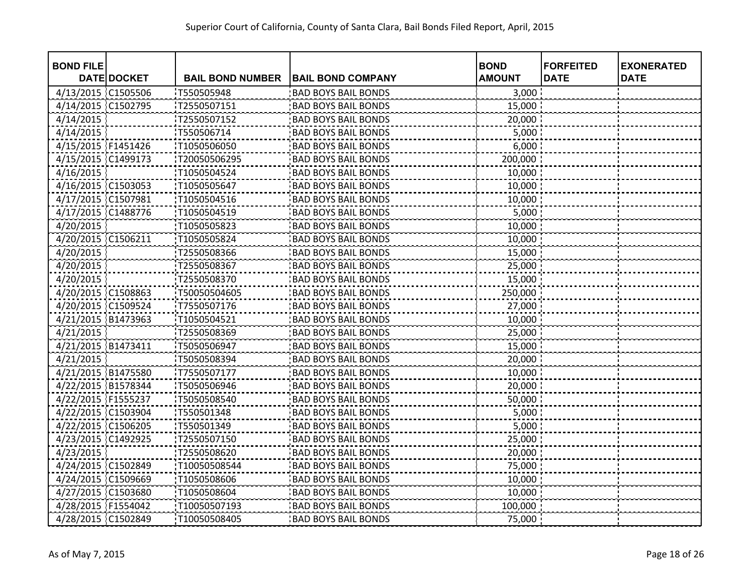Superior Court of California, County of Santa Clara, Bail Bonds Filed Report, April, 2015

| BOND FILE DATE | DOCKET | BAIL BOND NUMBER | BAIL BOND COMPANY | BOND AMOUNT | FORFEITED DATE | EXONERATED DATE |
|---|---|---|---|---|---|---|
| 4/13/2015 | C1505506 | T550505948 | BAD BOYS BAIL BONDS | 3,000 | | |
| 4/14/2015 | C1502795 | T2550507151 | BAD BOYS BAIL BONDS | 15,000 | | |
| 4/14/2015 | | T2550507152 | BAD BOYS BAIL BONDS | 20,000 | | |
| 4/14/2015 | | T550506714 | BAD BOYS BAIL BONDS | 5,000 | | |
| 4/15/2015 | F1451426 | T1050506050 | BAD BOYS BAIL BONDS | 6,000 | | |
| 4/15/2015 | C1499173 | T20050506295 | BAD BOYS BAIL BONDS | 200,000 | | |
| 4/16/2015 | | T1050504524 | BAD BOYS BAIL BONDS | 10,000 | | |
| 4/16/2015 | C1503053 | T1050505647 | BAD BOYS BAIL BONDS | 10,000 | | |
| 4/17/2015 | C1507981 | T1050504516 | BAD BOYS BAIL BONDS | 10,000 | | |
| 4/17/2015 | C1488776 | T1050504519 | BAD BOYS BAIL BONDS | 5,000 | | |
| 4/20/2015 | | T1050505823 | BAD BOYS BAIL BONDS | 10,000 | | |
| 4/20/2015 | C1506211 | T1050505824 | BAD BOYS BAIL BONDS | 10,000 | | |
| 4/20/2015 | | T2550508366 | BAD BOYS BAIL BONDS | 15,000 | | |
| 4/20/2015 | | T2550508367 | BAD BOYS BAIL BONDS | 25,000 | | |
| 4/20/2015 | | T2550508370 | BAD BOYS BAIL BONDS | 15,000 | | |
| 4/20/2015 | C1508863 | T50050504605 | BAD BOYS BAIL BONDS | 250,000 | | |
| 4/20/2015 | C1509524 | T7550507176 | BAD BOYS BAIL BONDS | 27,000 | | |
| 4/21/2015 | B1473963 | T1050504521 | BAD BOYS BAIL BONDS | 10,000 | | |
| 4/21/2015 | | T2550508369 | BAD BOYS BAIL BONDS | 25,000 | | |
| 4/21/2015 | B1473411 | T5050506947 | BAD BOYS BAIL BONDS | 15,000 | | |
| 4/21/2015 | | T5050508394 | BAD BOYS BAIL BONDS | 20,000 | | |
| 4/21/2015 | B1475580 | T7550507177 | BAD BOYS BAIL BONDS | 10,000 | | |
| 4/22/2015 | B1578344 | T5050506946 | BAD BOYS BAIL BONDS | 20,000 | | |
| 4/22/2015 | F1555237 | T5050508540 | BAD BOYS BAIL BONDS | 50,000 | | |
| 4/22/2015 | C1503904 | T550501348 | BAD BOYS BAIL BONDS | 5,000 | | |
| 4/22/2015 | C1506205 | T550501349 | BAD BOYS BAIL BONDS | 5,000 | | |
| 4/23/2015 | C1492925 | T2550507150 | BAD BOYS BAIL BONDS | 25,000 | | |
| 4/23/2015 | | T2550508620 | BAD BOYS BAIL BONDS | 20,000 | | |
| 4/24/2015 | C1502849 | T10050508544 | BAD BOYS BAIL BONDS | 75,000 | | |
| 4/24/2015 | C1509669 | T1050508606 | BAD BOYS BAIL BONDS | 10,000 | | |
| 4/27/2015 | C1503680 | T1050508604 | BAD BOYS BAIL BONDS | 10,000 | | |
| 4/28/2015 | F1554042 | T10050507193 | BAD BOYS BAIL BONDS | 100,000 | | |
| 4/28/2015 | C1502849 | T10050508405 | BAD BOYS BAIL BONDS | 75,000 | | |

As of May 7, 2015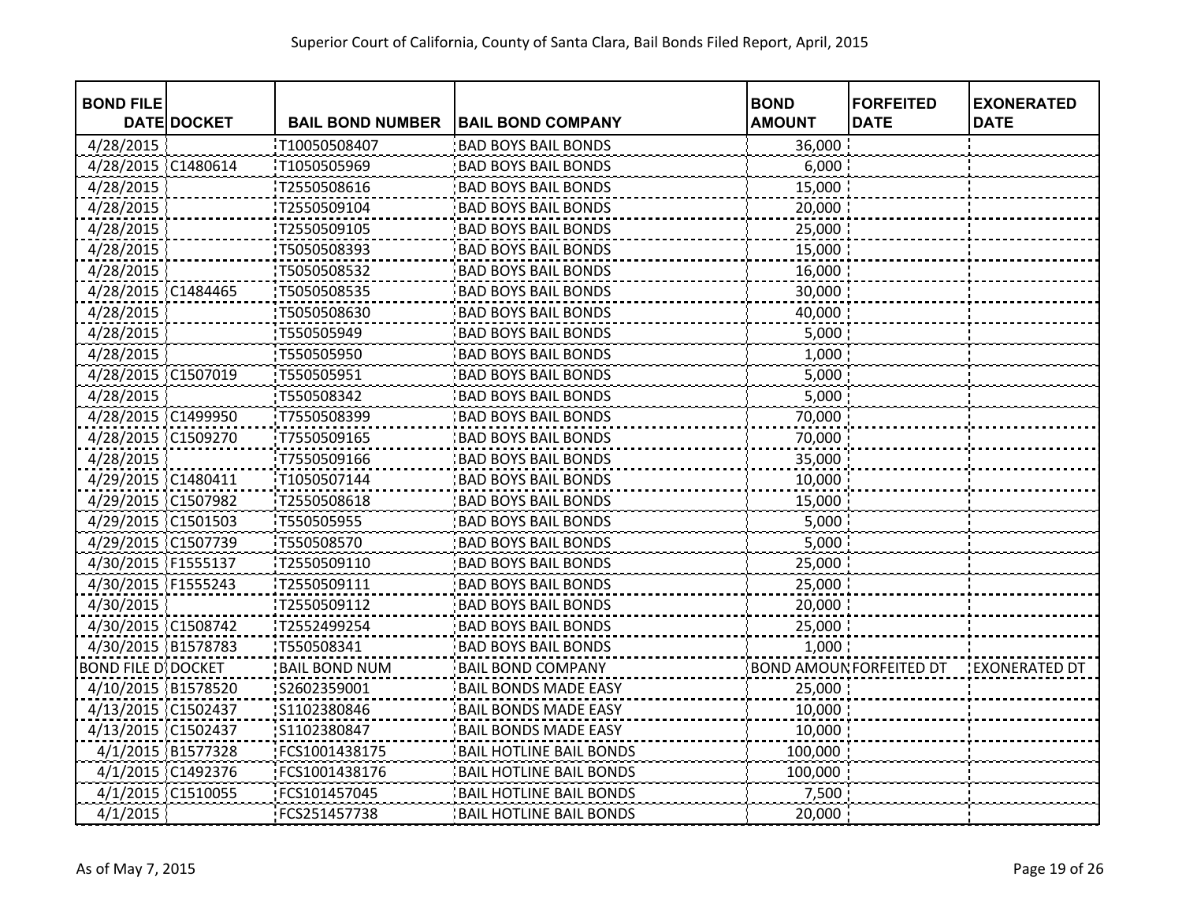| BOND FILE DATE | DOCKET | BAIL BOND NUMBER | BAIL BOND COMPANY | BOND AMOUNT | FORFEITED DATE | EXONERATED DATE |
|---|---|---|---|---|---|---|
| 4/28/2015 | | T10050508407 | BAD BOYS BAIL BONDS | 36,000 | | |
| 4/28/2015 | C1480614 | T1050505969 | BAD BOYS BAIL BONDS | 6,000 | | |
| 4/28/2015 | | T2550508616 | BAD BOYS BAIL BONDS | 15,000 | | |
| 4/28/2015 | | T2550509104 | BAD BOYS BAIL BONDS | 20,000 | | |
| 4/28/2015 | | T2550509105 | BAD BOYS BAIL BONDS | 25,000 | | |
| 4/28/2015 | | T5050508393 | BAD BOYS BAIL BONDS | 15,000 | | |
| 4/28/2015 | | T5050508532 | BAD BOYS BAIL BONDS | 16,000 | | |
| 4/28/2015 | C1484465 | T5050508535 | BAD BOYS BAIL BONDS | 30,000 | | |
| 4/28/2015 | | T5050508630 | BAD BOYS BAIL BONDS | 40,000 | | |
| 4/28/2015 | | T550505949 | BAD BOYS BAIL BONDS | 5,000 | | |
| 4/28/2015 | | T550505950 | BAD BOYS BAIL BONDS | 1,000 | | |
| 4/28/2015 | C1507019 | T550505951 | BAD BOYS BAIL BONDS | 5,000 | | |
| 4/28/2015 | | T550508342 | BAD BOYS BAIL BONDS | 5,000 | | |
| 4/28/2015 | C1499950 | T7550508399 | BAD BOYS BAIL BONDS | 70,000 | | |
| 4/28/2015 | C1509270 | T7550509165 | BAD BOYS BAIL BONDS | 70,000 | | |
| 4/28/2015 | | T7550509166 | BAD BOYS BAIL BONDS | 35,000 | | |
| 4/29/2015 | C1480411 | T1050507144 | BAD BOYS BAIL BONDS | 10,000 | | |
| 4/29/2015 | C1507982 | T2550508618 | BAD BOYS BAIL BONDS | 15,000 | | |
| 4/29/2015 | C1501503 | T550505955 | BAD BOYS BAIL BONDS | 5,000 | | |
| 4/29/2015 | C1507739 | T550508570 | BAD BOYS BAIL BONDS | 5,000 | | |
| 4/30/2015 | F1555137 | T2550509110 | BAD BOYS BAIL BONDS | 25,000 | | |
| 4/30/2015 | F1555243 | T2550509111 | BAD BOYS BAIL BONDS | 25,000 | | |
| 4/30/2015 | | T2550509112 | BAD BOYS BAIL BONDS | 20,000 | | |
| 4/30/2015 | C1508742 | T2552499254 | BAD BOYS BAIL BONDS | 25,000 | | |
| 4/30/2015 | B1578783 | T550508341 | BAD BOYS BAIL BONDS | 1,000 | | |
| BOND FILE D | DOCKET | BAIL BOND NUM | BAIL BOND COMPANY | BOND AMOUN | FORFEITED DT | EXONERATED DT |
| 4/10/2015 | B1578520 | S2602359001 | BAIL BONDS MADE EASY | 25,000 | | |
| 4/13/2015 | C1502437 | S1102380846 | BAIL BONDS MADE EASY | 10,000 | | |
| 4/13/2015 | C1502437 | S1102380847 | BAIL BONDS MADE EASY | 10,000 | | |
| 4/1/2015 | B1577328 | FCS1001438175 | BAIL HOTLINE BAIL BONDS | 100,000 | | |
| 4/1/2015 | C1492376 | FCS1001438176 | BAIL HOTLINE BAIL BONDS | 100,000 | | |
| 4/1/2015 | C1510055 | FCS101457045 | BAIL HOTLINE BAIL BONDS | 7,500 | | |
| 4/1/2015 | | FCS251457738 | BAIL HOTLINE BAIL BONDS | 20,000 | | |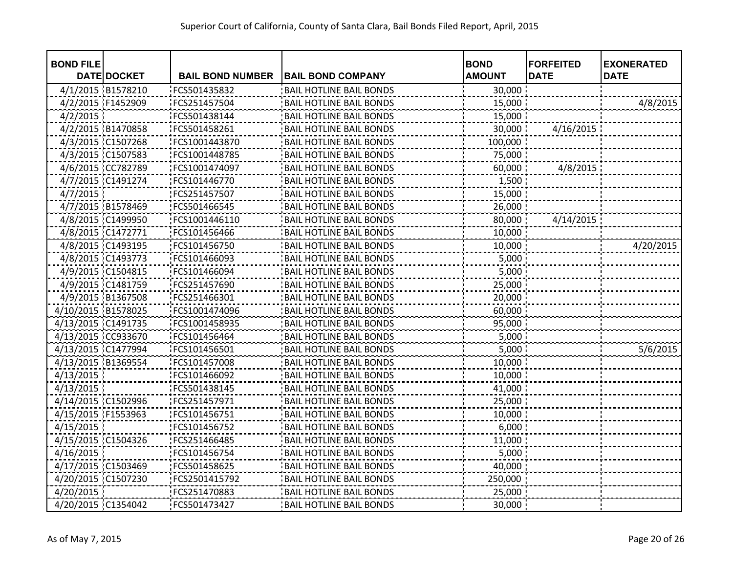Superior Court of California, County of Santa Clara, Bail Bonds Filed Report, April, 2015

| BOND FILE DATE | DOCKET | BAIL BOND NUMBER | BAIL BOND COMPANY | BOND AMOUNT | FORFEITED DATE | EXONERATED DATE |
|---|---|---|---|---|---|---|
| 4/1/2015 | B1578210 | FCS501435832 | BAIL HOTLINE BAIL BONDS | 30,000 | | |
| 4/2/2015 | F1452909 | FCS251457504 | BAIL HOTLINE BAIL BONDS | 15,000 | | 4/8/2015 |
| 4/2/2015 | | FCS501438144 | BAIL HOTLINE BAIL BONDS | 15,000 | | |
| 4/2/2015 | B1470858 | FCS501458261 | BAIL HOTLINE BAIL BONDS | 30,000 | 4/16/2015 | |
| 4/3/2015 | C1507268 | FCS1001443870 | BAIL HOTLINE BAIL BONDS | 100,000 | | |
| 4/3/2015 | C1507583 | FCS1001448785 | BAIL HOTLINE BAIL BONDS | 75,000 | | |
| 4/6/2015 | CC782789 | FCS1001474097 | BAIL HOTLINE BAIL BONDS | 60,000 | 4/8/2015 | |
| 4/7/2015 | C1491274 | FCS101446770 | BAIL HOTLINE BAIL BONDS | 1,500 | | |
| 4/7/2015 | | FCS251457507 | BAIL HOTLINE BAIL BONDS | 15,000 | | |
| 4/7/2015 | B1578469 | FCS501466545 | BAIL HOTLINE BAIL BONDS | 26,000 | | |
| 4/8/2015 | C1499950 | FCS1001446110 | BAIL HOTLINE BAIL BONDS | 80,000 | 4/14/2015 | |
| 4/8/2015 | C1472771 | FCS101456466 | BAIL HOTLINE BAIL BONDS | 10,000 | | |
| 4/8/2015 | C1493195 | FCS101456750 | BAIL HOTLINE BAIL BONDS | 10,000 | | 4/20/2015 |
| 4/8/2015 | C1493773 | FCS101466093 | BAIL HOTLINE BAIL BONDS | 5,000 | | |
| 4/9/2015 | C1504815 | FCS101466094 | BAIL HOTLINE BAIL BONDS | 5,000 | | |
| 4/9/2015 | C1481759 | FCS251457690 | BAIL HOTLINE BAIL BONDS | 25,000 | | |
| 4/9/2015 | B1367508 | FCS251466301 | BAIL HOTLINE BAIL BONDS | 20,000 | | |
| 4/10/2015 | B1578025 | FCS1001474096 | BAIL HOTLINE BAIL BONDS | 60,000 | | |
| 4/13/2015 | C1491735 | FCS1001458935 | BAIL HOTLINE BAIL BONDS | 95,000 | | |
| 4/13/2015 | CC933670 | FCS101456464 | BAIL HOTLINE BAIL BONDS | 5,000 | | |
| 4/13/2015 | C1477994 | FCS101456501 | BAIL HOTLINE BAIL BONDS | 5,000 | | 5/6/2015 |
| 4/13/2015 | B1369554 | FCS101457008 | BAIL HOTLINE BAIL BONDS | 10,000 | | |
| 4/13/2015 | | FCS101466092 | BAIL HOTLINE BAIL BONDS | 10,000 | | |
| 4/13/2015 | | FCS501438145 | BAIL HOTLINE BAIL BONDS | 41,000 | | |
| 4/14/2015 | C1502996 | FCS251457971 | BAIL HOTLINE BAIL BONDS | 25,000 | | |
| 4/15/2015 | F1553963 | FCS101456751 | BAIL HOTLINE BAIL BONDS | 10,000 | | |
| 4/15/2015 | | FCS101456752 | BAIL HOTLINE BAIL BONDS | 6,000 | | |
| 4/15/2015 | C1504326 | FCS251466485 | BAIL HOTLINE BAIL BONDS | 11,000 | | |
| 4/16/2015 | | FCS101456754 | BAIL HOTLINE BAIL BONDS | 5,000 | | |
| 4/17/2015 | C1503469 | FCS501458625 | BAIL HOTLINE BAIL BONDS | 40,000 | | |
| 4/20/2015 | C1507230 | FCS2501415792 | BAIL HOTLINE BAIL BONDS | 250,000 | | |
| 4/20/2015 | | FCS251470883 | BAIL HOTLINE BAIL BONDS | 25,000 | | |
| 4/20/2015 | C1354042 | FCS501473427 | BAIL HOTLINE BAIL BONDS | 30,000 | | |

As of May 7, 2015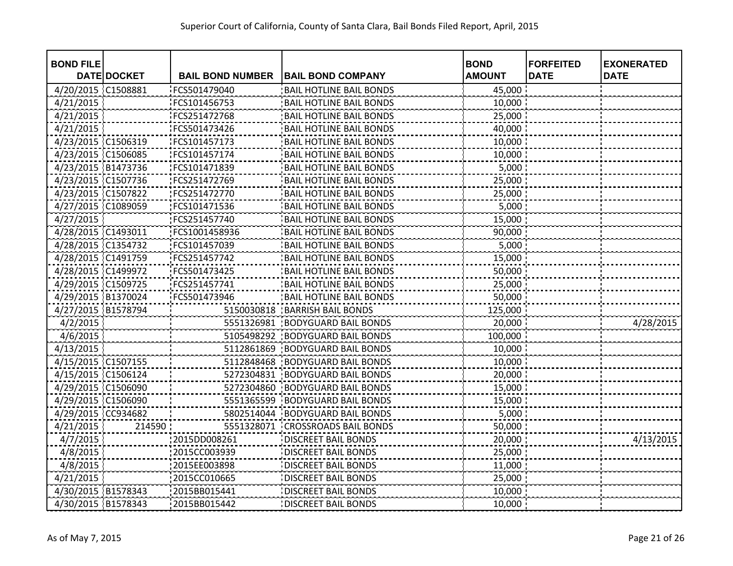# Superior Court of California, County of Santa Clara, Bail Bonds Filed Report, April, 2015

| BOND FILE DATE | DOCKET | BAIL BOND NUMBER | BAIL BOND COMPANY | BOND AMOUNT | FORFEITED DATE | EXONERATED DATE |
|---|---|---|---|---|---|---|
| 4/20/2015 | C1508881 | FCS501479040 | BAIL HOTLINE BAIL BONDS | 45,000 | | |
| 4/21/2015 | | FCS101456753 | BAIL HOTLINE BAIL BONDS | 10,000 | | |
| 4/21/2015 | | FCS251472768 | BAIL HOTLINE BAIL BONDS | 25,000 | | |
| 4/21/2015 | | FCS501473426 | BAIL HOTLINE BAIL BONDS | 40,000 | | |
| 4/23/2015 | C1506319 | FCS101457173 | BAIL HOTLINE BAIL BONDS | 10,000 | | |
| 4/23/2015 | C1506085 | FCS101457174 | BAIL HOTLINE BAIL BONDS | 10,000 | | |
| 4/23/2015 | B1473736 | FCS101471839 | BAIL HOTLINE BAIL BONDS | 5,000 | | |
| 4/23/2015 | C1507736 | FCS251472769 | BAIL HOTLINE BAIL BONDS | 25,000 | | |
| 4/23/2015 | C1507822 | FCS251472770 | BAIL HOTLINE BAIL BONDS | 25,000 | | |
| 4/27/2015 | C1089059 | FCS101471536 | BAIL HOTLINE BAIL BONDS | 5,000 | | |
| 4/27/2015 | | FCS251457740 | BAIL HOTLINE BAIL BONDS | 15,000 | | |
| 4/28/2015 | C1493011 | FCS1001458936 | BAIL HOTLINE BAIL BONDS | 90,000 | | |
| 4/28/2015 | C1354732 | FCS101457039 | BAIL HOTLINE BAIL BONDS | 5,000 | | |
| 4/28/2015 | C1491759 | FCS251457742 | BAIL HOTLINE BAIL BONDS | 15,000 | | |
| 4/28/2015 | C1499972 | FCS501473425 | BAIL HOTLINE BAIL BONDS | 50,000 | | |
| 4/29/2015 | C1509725 | FCS251457741 | BAIL HOTLINE BAIL BONDS | 25,000 | | |
| 4/29/2015 | B1370024 | FCS501473946 | BAIL HOTLINE BAIL BONDS | 50,000 | | |
| 4/27/2015 | B1578794 | 5150030818 | BARRISH BAIL BONDS | 125,000 | | |
| 4/2/2015 | | 5551326981 | BODYGUARD BAIL BONDS | 20,000 | | 4/28/2015 |
| 4/6/2015 | | 5105498292 | BODYGUARD BAIL BONDS | 100,000 | | |
| 4/13/2015 | | 5112861869 | BODYGUARD BAIL BONDS | 10,000 | | |
| 4/15/2015 | C1507155 | 5112848468 | BODYGUARD BAIL BONDS | 10,000 | | |
| 4/15/2015 | C1506124 | 5272304831 | BODYGUARD BAIL BONDS | 20,000 | | |
| 4/29/2015 | C1506090 | 5272304860 | BODYGUARD BAIL BONDS | 15,000 | | |
| 4/29/2015 | C1506090 | 5551365599 | BODYGUARD BAIL BONDS | 15,000 | | |
| 4/29/2015 | CC934682 | 5802514044 | BODYGUARD BAIL BONDS | 5,000 | | |
| 4/21/2015 | 214590 | 5551328071 | CROSSROADS BAIL BONDS | 50,000 | | |
| 4/7/2015 | | 2015DD008261 | DISCREET BAIL BONDS | 20,000 | | 4/13/2015 |
| 4/8/2015 | | 2015CC003939 | DISCREET BAIL BONDS | 25,000 | | |
| 4/8/2015 | | 2015EE003898 | DISCREET BAIL BONDS | 11,000 | | |
| 4/21/2015 | | 2015CC010665 | DISCREET BAIL BONDS | 25,000 | | |
| 4/30/2015 | B1578343 | 2015BB015441 | DISCREET BAIL BONDS | 10,000 | | |
| 4/30/2015 | B1578343 | 2015BB015442 | DISCREET BAIL BONDS | 10,000 | | |

As of May 7, 2015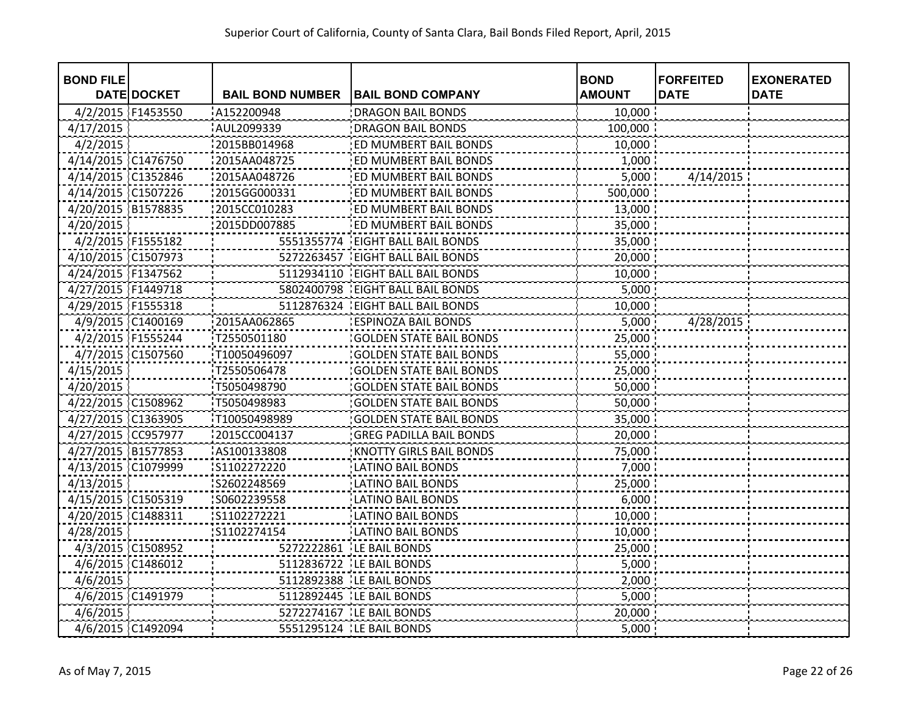# Superior Court of California, County of Santa Clara, Bail Bonds Filed Report, April, 2015

| BOND FILE DATE | DOCKET | BAIL BOND NUMBER | BAIL BOND COMPANY | BOND AMOUNT | FORFEITED DATE | EXONERATED DATE |
|---|---|---|---|---|---|---|
| 4/2/2015 | F1453550 | A152200948 | DRAGON BAIL BONDS | 10,000 | | |
| 4/17/2015 | | AUL2099339 | DRAGON BAIL BONDS | 100,000 | | |
| 4/2/2015 | | 2015BB014968 | ED MUMBERT BAIL BONDS | 10,000 | | |
| 4/14/2015 | C1476750 | 2015AA048725 | ED MUMBERT BAIL BONDS | 1,000 | | |
| 4/14/2015 | C1352846 | 2015AA048726 | ED MUMBERT BAIL BONDS | 5,000 | 4/14/2015 | |
| 4/14/2015 | C1507226 | 2015GG000331 | ED MUMBERT BAIL BONDS | 500,000 | | |
| 4/20/2015 | B1578835 | 2015CC010283 | ED MUMBERT BAIL BONDS | 13,000 | | |
| 4/20/2015 | | 2015DD007885 | ED MUMBERT BAIL BONDS | 35,000 | | |
| 4/2/2015 | F1555182 | 5551355774 | EIGHT BALL BAIL BONDS | 35,000 | | |
| 4/10/2015 | C1507973 | 5272263457 | EIGHT BALL BAIL BONDS | 20,000 | | |
| 4/24/2015 | F1347562 | 5112934110 | EIGHT BALL BAIL BONDS | 10,000 | | |
| 4/27/2015 | F1449718 | 5802400798 | EIGHT BALL BAIL BONDS | 5,000 | | |
| 4/29/2015 | F1555318 | 5112876324 | EIGHT BALL BAIL BONDS | 10,000 | | |
| 4/9/2015 | C1400169 | 2015AA062865 | ESPINOZA BAIL BONDS | 5,000 | 4/28/2015 | |
| 4/2/2015 | F1555244 | T2550501180 | GOLDEN STATE BAIL BONDS | 25,000 | | |
| 4/7/2015 | C1507560 | T10050496097 | GOLDEN STATE BAIL BONDS | 55,000 | | |
| 4/15/2015 | | T2550506478 | GOLDEN STATE BAIL BONDS | 25,000 | | |
| 4/20/2015 | | T5050498790 | GOLDEN STATE BAIL BONDS | 50,000 | | |
| 4/22/2015 | C1508962 | T5050498983 | GOLDEN STATE BAIL BONDS | 50,000 | | |
| 4/27/2015 | C1363905 | T10050498989 | GOLDEN STATE BAIL BONDS | 35,000 | | |
| 4/27/2015 | CC957977 | 2015CC004137 | GREG PADILLA BAIL BONDS | 20,000 | | |
| 4/27/2015 | B1577853 | AS100133808 | KNOTTY GIRLS BAIL BONDS | 75,000 | | |
| 4/13/2015 | C1079999 | S1102272220 | LATINO BAIL BONDS | 7,000 | | |
| 4/13/2015 | | S2602248569 | LATINO BAIL BONDS | 25,000 | | |
| 4/15/2015 | C1505319 | S0602239558 | LATINO BAIL BONDS | 6,000 | | |
| 4/20/2015 | C1488311 | S1102272221 | LATINO BAIL BONDS | 10,000 | | |
| 4/28/2015 | | S1102274154 | LATINO BAIL BONDS | 10,000 | | |
| 4/3/2015 | C1508952 | 5272222861 | LE BAIL BONDS | 25,000 | | |
| 4/6/2015 | C1486012 | 5112836722 | LE BAIL BONDS | 5,000 | | |
| 4/6/2015 | | 5112892388 | LE BAIL BONDS | 2,000 | | |
| 4/6/2015 | C1491979 | 5112892445 | LE BAIL BONDS | 5,000 | | |
| 4/6/2015 | | 5272274167 | LE BAIL BONDS | 20,000 | | |
| 4/6/2015 | C1492094 | 5551295124 | LE BAIL BONDS | 5,000 | | |

As of May 7, 2015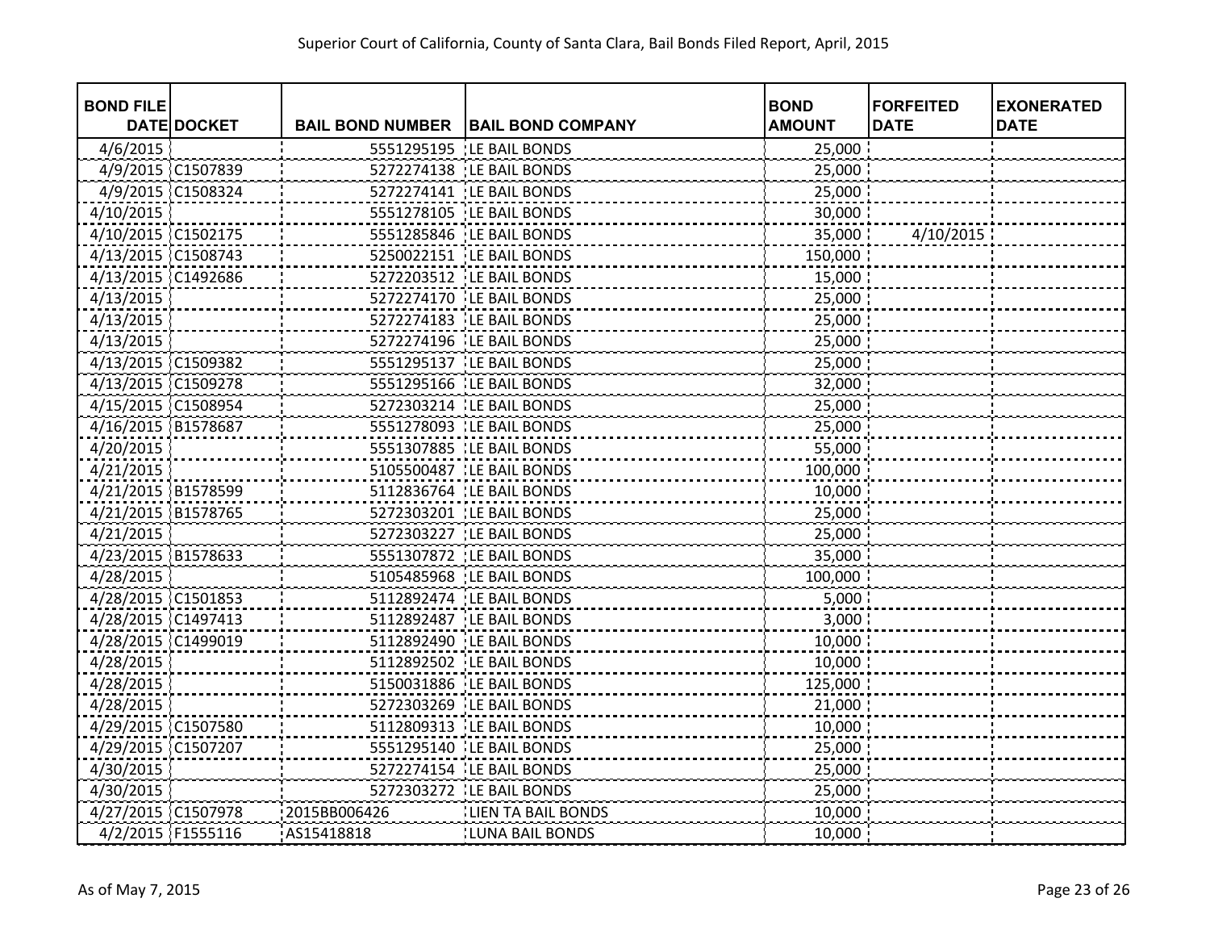# Superior Court of California, County of Santa Clara, Bail Bonds Filed Report, April, 2015

| BOND FILE DATE | DOCKET | BAIL BOND NUMBER | BAIL BOND COMPANY | BOND AMOUNT | FORFEITED DATE | EXONERATED DATE |
|---|---|---|---|---|---|---|
| 4/6/2015 | | 5551295195 | LE BAIL BONDS | 25,000 | | |
| 4/9/2015 | C1507839 | 5272274138 | LE BAIL BONDS | 25,000 | | |
| 4/9/2015 | C1508324 | 5272274141 | LE BAIL BONDS | 25,000 | | |
| 4/10/2015 | | 5551278105 | LE BAIL BONDS | 30,000 | | |
| 4/10/2015 | C1502175 | 5551285846 | LE BAIL BONDS | 35,000 | 4/10/2015 | |
| 4/13/2015 | C1508743 | 5250022151 | LE BAIL BONDS | 150,000 | | |
| 4/13/2015 | C1492686 | 5272203512 | LE BAIL BONDS | 15,000 | | |
| 4/13/2015 | | 5272274170 | LE BAIL BONDS | 25,000 | | |
| 4/13/2015 | | 5272274183 | LE BAIL BONDS | 25,000 | | |
| 4/13/2015 | | 5272274196 | LE BAIL BONDS | 25,000 | | |
| 4/13/2015 | C1509382 | 5551295137 | LE BAIL BONDS | 25,000 | | |
| 4/13/2015 | C1509278 | 5551295166 | LE BAIL BONDS | 32,000 | | |
| 4/15/2015 | C1508954 | 5272303214 | LE BAIL BONDS | 25,000 | | |
| 4/16/2015 | B1578687 | 5551278093 | LE BAIL BONDS | 25,000 | | |
| 4/20/2015 | | 5551307885 | LE BAIL BONDS | 55,000 | | |
| 4/21/2015 | | 5105500487 | LE BAIL BONDS | 100,000 | | |
| 4/21/2015 | B1578599 | 5112836764 | LE BAIL BONDS | 10,000 | | |
| 4/21/2015 | B1578765 | 5272303201 | LE BAIL BONDS | 25,000 | | |
| 4/21/2015 | | 5272303227 | LE BAIL BONDS | 25,000 | | |
| 4/23/2015 | B1578633 | 5551307872 | LE BAIL BONDS | 35,000 | | |
| 4/28/2015 | | 5105485968 | LE BAIL BONDS | 100,000 | | |
| 4/28/2015 | C1501853 | 5112892474 | LE BAIL BONDS | 5,000 | | |
| 4/28/2015 | C1497413 | 5112892487 | LE BAIL BONDS | 3,000 | | |
| 4/28/2015 | C1499019 | 5112892490 | LE BAIL BONDS | 10,000 | | |
| 4/28/2015 | | 5112892502 | LE BAIL BONDS | 10,000 | | |
| 4/28/2015 | | 5150031886 | LE BAIL BONDS | 125,000 | | |
| 4/28/2015 | | 5272303269 | LE BAIL BONDS | 21,000 | | |
| 4/29/2015 | C1507580 | 5112809313 | LE BAIL BONDS | 10,000 | | |
| 4/29/2015 | C1507207 | 5551295140 | LE BAIL BONDS | 25,000 | | |
| 4/30/2015 | | 5272274154 | LE BAIL BONDS | 25,000 | | |
| 4/30/2015 | | 5272303272 | LE BAIL BONDS | 25,000 | | |
| 4/27/2015 | C1507978 | 2015BB006426 | LIEN TA BAIL BONDS | 10,000 | | |
| 4/2/2015 | F1555116 | AS15418818 | LUNA BAIL BONDS | 10,000 | | |

As of May 7, 2015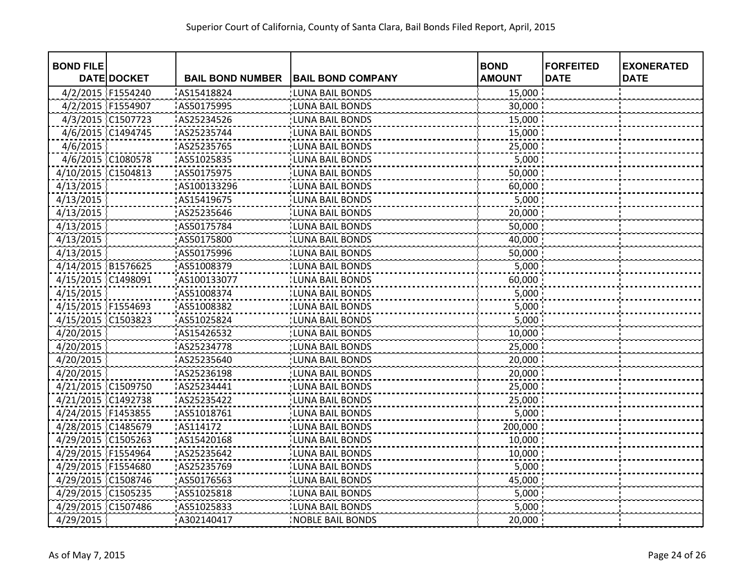Superior Court of California, County of Santa Clara, Bail Bonds Filed Report, April, 2015

| BOND FILE DATE | DOCKET | BAIL BOND NUMBER | BAIL BOND COMPANY | BOND AMOUNT | FORFEITED DATE | EXONERATED DATE |
|---|---|---|---|---|---|---|
| 4/2/2015 | F1554240 | AS15418824 | LUNA BAIL BONDS | 15,000 | | |
| 4/2/2015 | F1554907 | AS50175995 | LUNA BAIL BONDS | 30,000 | | |
| 4/3/2015 | C1507723 | AS25234526 | LUNA BAIL BONDS | 15,000 | | |
| 4/6/2015 | C1494745 | AS25235744 | LUNA BAIL BONDS | 15,000 | | |
| 4/6/2015 | | AS25235765 | LUNA BAIL BONDS | 25,000 | | |
| 4/6/2015 | C1080578 | AS51025835 | LUNA BAIL BONDS | 5,000 | | |
| 4/10/2015 | C1504813 | AS50175975 | LUNA BAIL BONDS | 50,000 | | |
| 4/13/2015 | | AS100133296 | LUNA BAIL BONDS | 60,000 | | |
| 4/13/2015 | | AS15419675 | LUNA BAIL BONDS | 5,000 | | |
| 4/13/2015 | | AS25235646 | LUNA BAIL BONDS | 20,000 | | |
| 4/13/2015 | | AS50175784 | LUNA BAIL BONDS | 50,000 | | |
| 4/13/2015 | | AS50175800 | LUNA BAIL BONDS | 40,000 | | |
| 4/13/2015 | | AS50175996 | LUNA BAIL BONDS | 50,000 | | |
| 4/14/2015 | B1576625 | AS51008379 | LUNA BAIL BONDS | 5,000 | | |
| 4/15/2015 | C1498091 | AS100133077 | LUNA BAIL BONDS | 60,000 | | |
| 4/15/2015 | | AS51008374 | LUNA BAIL BONDS | 5,000 | | |
| 4/15/2015 | F1554693 | AS51008382 | LUNA BAIL BONDS | 5,000 | | |
| 4/15/2015 | C1503823 | AS51025824 | LUNA BAIL BONDS | 5,000 | | |
| 4/20/2015 | | AS15426532 | LUNA BAIL BONDS | 10,000 | | |
| 4/20/2015 | | AS25234778 | LUNA BAIL BONDS | 25,000 | | |
| 4/20/2015 | | AS25235640 | LUNA BAIL BONDS | 20,000 | | |
| 4/20/2015 | | AS25236198 | LUNA BAIL BONDS | 20,000 | | |
| 4/21/2015 | C1509750 | AS25234441 | LUNA BAIL BONDS | 25,000 | | |
| 4/21/2015 | C1492738 | AS25235422 | LUNA BAIL BONDS | 25,000 | | |
| 4/24/2015 | F1453855 | AS51018761 | LUNA BAIL BONDS | 5,000 | | |
| 4/28/2015 | C1485679 | AS114172 | LUNA BAIL BONDS | 200,000 | | |
| 4/29/2015 | C1505263 | AS15420168 | LUNA BAIL BONDS | 10,000 | | |
| 4/29/2015 | F1554964 | AS25235642 | LUNA BAIL BONDS | 10,000 | | |
| 4/29/2015 | F1554680 | AS25235769 | LUNA BAIL BONDS | 5,000 | | |
| 4/29/2015 | C1508746 | AS50176563 | LUNA BAIL BONDS | 45,000 | | |
| 4/29/2015 | C1505235 | AS51025818 | LUNA BAIL BONDS | 5,000 | | |
| 4/29/2015 | C1507486 | AS51025833 | LUNA BAIL BONDS | 5,000 | | |
| 4/29/2015 | | A302140417 | NOBLE BAIL BONDS | 20,000 | | |

As of May 7, 2015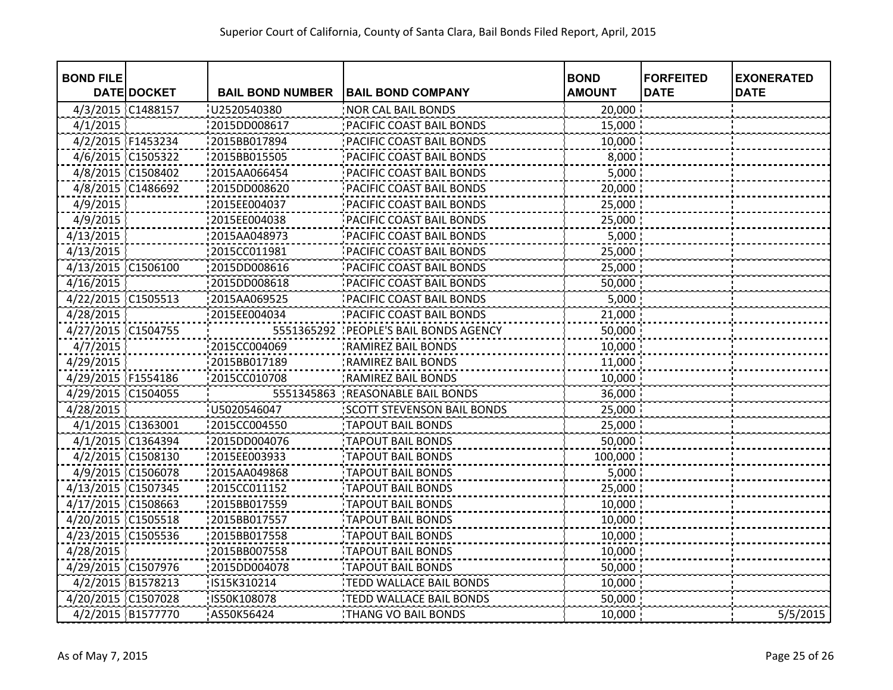Superior Court of California, County of Santa Clara, Bail Bonds Filed Report, April, 2015

| BOND FILE DATE | DOCKET | BAIL BOND NUMBER | BAIL BOND COMPANY | BOND AMOUNT | FORFEITED DATE | EXONERATED DATE |
|---|---|---|---|---|---|---|
| 4/3/2015 | C1488157 | U2520540380 | NOR CAL BAIL BONDS | 20,000 | | |
| 4/1/2015 | | 2015DD008617 | PACIFIC COAST BAIL BONDS | 15,000 | | |
| 4/2/2015 | F1453234 | 2015BB017894 | PACIFIC COAST BAIL BONDS | 10,000 | | |
| 4/6/2015 | C1505322 | 2015BB015505 | PACIFIC COAST BAIL BONDS | 8,000 | | |
| 4/8/2015 | C1508402 | 2015AA066454 | PACIFIC COAST BAIL BONDS | 5,000 | | |
| 4/8/2015 | C1486692 | 2015DD008620 | PACIFIC COAST BAIL BONDS | 20,000 | | |
| 4/9/2015 | | 2015EE004037 | PACIFIC COAST BAIL BONDS | 25,000 | | |
| 4/9/2015 | | 2015EE004038 | PACIFIC COAST BAIL BONDS | 25,000 | | |
| 4/13/2015 | | 2015AA048973 | PACIFIC COAST BAIL BONDS | 5,000 | | |
| 4/13/2015 | | 2015CC011981 | PACIFIC COAST BAIL BONDS | 25,000 | | |
| 4/13/2015 | C1506100 | 2015DD008616 | PACIFIC COAST BAIL BONDS | 25,000 | | |
| 4/16/2015 | | 2015DD008618 | PACIFIC COAST BAIL BONDS | 50,000 | | |
| 4/22/2015 | C1505513 | 2015AA069525 | PACIFIC COAST BAIL BONDS | 5,000 | | |
| 4/28/2015 | | 2015EE004034 | PACIFIC COAST BAIL BONDS | 21,000 | | |
| 4/27/2015 | C1504755 | 5551365292 | PEOPLE'S BAIL BONDS AGENCY | 50,000 | | |
| 4/7/2015 | | 2015CC004069 | RAMIREZ BAIL BONDS | 10,000 | | |
| 4/29/2015 | | 2015BB017189 | RAMIREZ BAIL BONDS | 11,000 | | |
| 4/29/2015 | F1554186 | 2015CC010708 | RAMIREZ BAIL BONDS | 10,000 | | |
| 4/29/2015 | C1504055 | 5551345863 | REASONABLE BAIL BONDS | 36,000 | | |
| 4/28/2015 | | U5020546047 | SCOTT STEVENSON BAIL BONDS | 25,000 | | |
| 4/1/2015 | C1363001 | 2015CC004550 | TAPOUT BAIL BONDS | 25,000 | | |
| 4/1/2015 | C1364394 | 2015DD004076 | TAPOUT BAIL BONDS | 50,000 | | |
| 4/2/2015 | C1508130 | 2015EE003933 | TAPOUT BAIL BONDS | 100,000 | | |
| 4/9/2015 | C1506078 | 2015AA049868 | TAPOUT BAIL BONDS | 5,000 | | |
| 4/13/2015 | C1507345 | 2015CC011152 | TAPOUT BAIL BONDS | 25,000 | | |
| 4/17/2015 | C1508663 | 2015BB017559 | TAPOUT BAIL BONDS | 10,000 | | |
| 4/20/2015 | C1505518 | 2015BB017557 | TAPOUT BAIL BONDS | 10,000 | | |
| 4/23/2015 | C1505536 | 2015BB017558 | TAPOUT BAIL BONDS | 10,000 | | |
| 4/28/2015 | | 2015BB007558 | TAPOUT BAIL BONDS | 10,000 | | |
| 4/29/2015 | C1507976 | 2015DD004078 | TAPOUT BAIL BONDS | 50,000 | | |
| 4/2/2015 | B1578213 | IS15K310214 | TEDD WALLACE BAIL BONDS | 10,000 | | |
| 4/20/2015 | C1507028 | IS50K108078 | TEDD WALLACE BAIL BONDS | 50,000 | | |
| 4/2/2015 | B1577770 | AS50K56424 | THANG VO BAIL BONDS | 10,000 | | 5/5/2015 |

As of May 7, 2015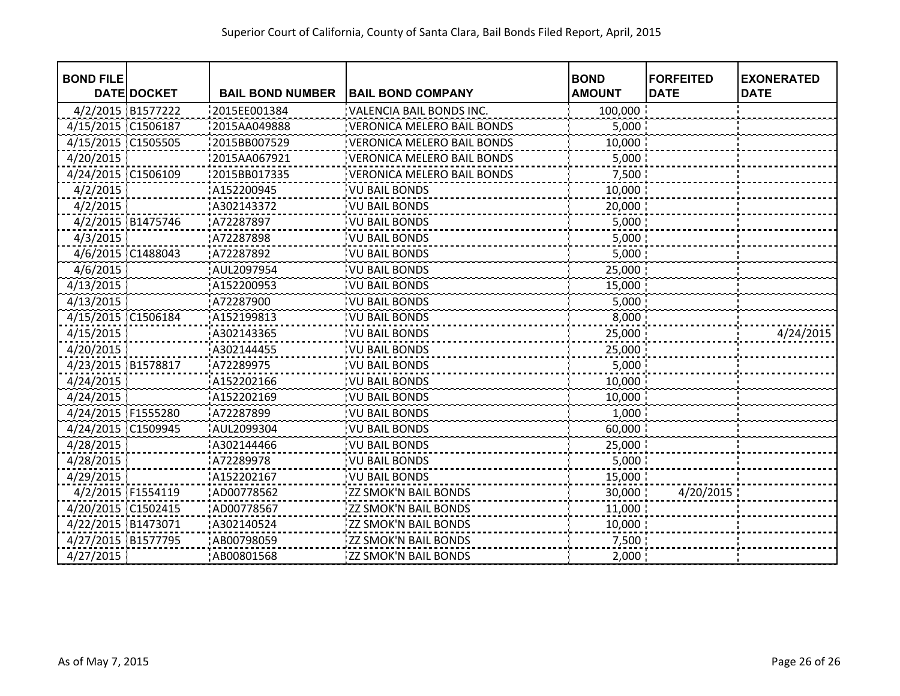| BOND FILE DATE | DOCKET | BAIL BOND NUMBER | BAIL BOND COMPANY | BOND AMOUNT | FORFEITED DATE | EXONERATED DATE |
|---|---|---|---|---|---|---|
| 4/2/2015 | B1577222 | 2015EE001384 | VALENCIA BAIL BONDS INC. | 100,000 | | |
| 4/15/2015 | C1506187 | 2015AA049888 | VERONICA MELERO BAIL BONDS | 5,000 | | |
| 4/15/2015 | C1505505 | 2015BB007529 | VERONICA MELERO BAIL BONDS | 10,000 | | |
| 4/20/2015 | | 2015AA067921 | VERONICA MELERO BAIL BONDS | 5,000 | | |
| 4/24/2015 | C1506109 | 2015BB017335 | VERONICA MELERO BAIL BONDS | 7,500 | | |
| 4/2/2015 | | A152200945 | VU BAIL BONDS | 10,000 | | |
| 4/2/2015 | | A302143372 | VU BAIL BONDS | 20,000 | | |
| 4/2/2015 | B1475746 | A72287897 | VU BAIL BONDS | 5,000 | | |
| 4/3/2015 | | A72287898 | VU BAIL BONDS | 5,000 | | |
| 4/6/2015 | C1488043 | A72287892 | VU BAIL BONDS | 5,000 | | |
| 4/6/2015 | | AUL2097954 | VU BAIL BONDS | 25,000 | | |
| 4/13/2015 | | A152200953 | VU BAIL BONDS | 15,000 | | |
| 4/13/2015 | | A72287900 | VU BAIL BONDS | 5,000 | | |
| 4/15/2015 | C1506184 | A152199813 | VU BAIL BONDS | 8,000 | | |
| 4/15/2015 | | A302143365 | VU BAIL BONDS | 25,000 | | 4/24/2015 |
| 4/20/2015 | | A302144455 | VU BAIL BONDS | 25,000 | | |
| 4/23/2015 | B1578817 | A72289975 | VU BAIL BONDS | 5,000 | | |
| 4/24/2015 | | A152202166 | VU BAIL BONDS | 10,000 | | |
| 4/24/2015 | | A152202169 | VU BAIL BONDS | 10,000 | | |
| 4/24/2015 | F1555280 | A72287899 | VU BAIL BONDS | 1,000 | | |
| 4/24/2015 | C1509945 | AUL2099304 | VU BAIL BONDS | 60,000 | | |
| 4/28/2015 | | A302144466 | VU BAIL BONDS | 25,000 | | |
| 4/28/2015 | | A72289978 | VU BAIL BONDS | 5,000 | | |
| 4/29/2015 | | A152202167 | VU BAIL BONDS | 15,000 | | |
| 4/2/2015 | F1554119 | AD00778562 | ZZ SMOK'N BAIL BONDS | 30,000 | 4/20/2015 | |
| 4/20/2015 | C1502415 | AD00778567 | ZZ SMOK'N BAIL BONDS | 11,000 | | |
| 4/22/2015 | B1473071 | A302140524 | ZZ SMOK'N BAIL BONDS | 10,000 | | |
| 4/27/2015 | B1577795 | AB00798059 | ZZ SMOK'N BAIL BONDS | 7,500 | | |
| 4/27/2015 | | AB00801568 | ZZ SMOK'N BAIL BONDS | 2,000 | | |

As of May 7, 2015